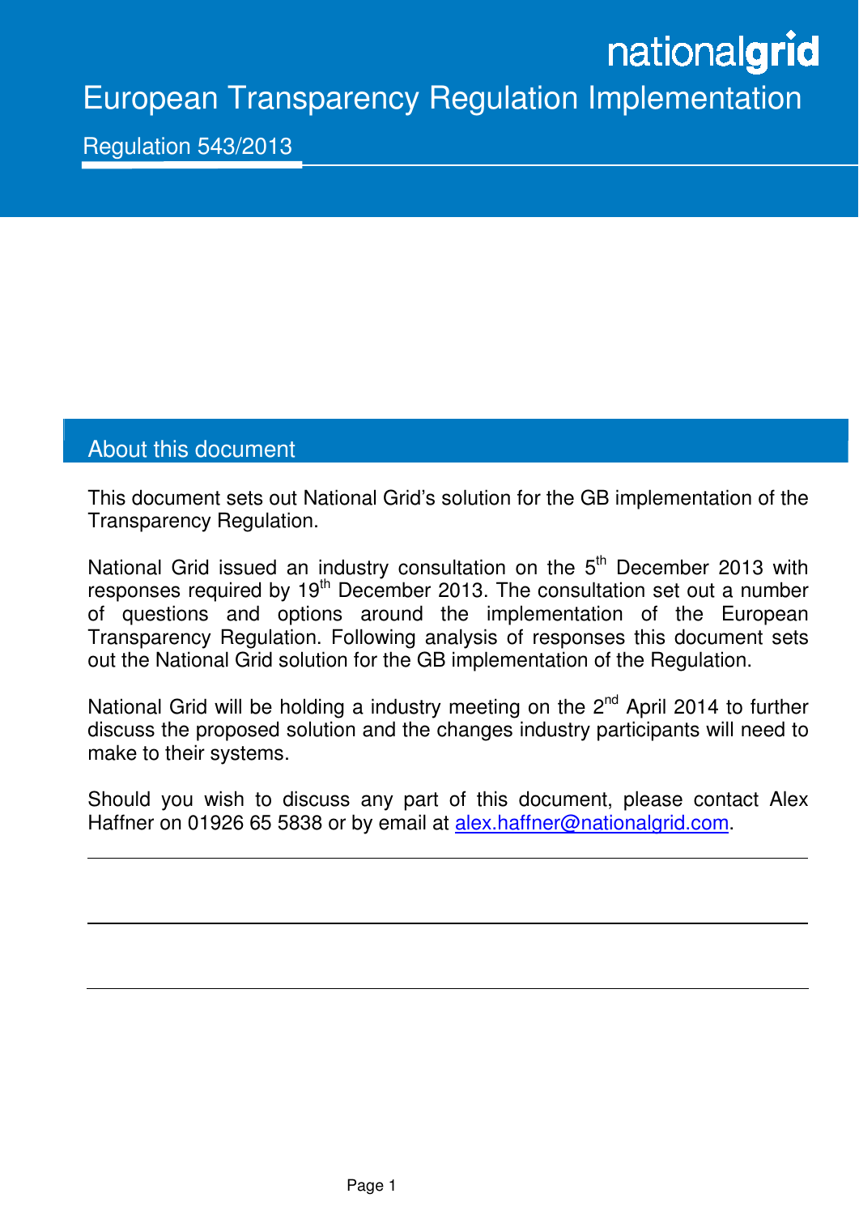nationalgrid

# European Transparency Regulation Implementation

## Regulation 543/2013

## About this document

This document sets out National Grid's solution for the GB implementation of the Transparency Regulation.

National Grid issued an industry consultation on the 5th December 2013 with responses required by 19th December 2013. The consultation set out a number of questions and options around the implementation of the European Transparency Regulation. Following analysis of responses this document sets out the National Grid solution for the GB implementation of the Regulation.

National Grid will be holding a industry meeting on the 2nd April 2014 to further discuss the proposed solution and the changes industry participants will need to make to their systems.

Should you wish to discuss any part of this document, please contact Alex Haffner on 01926 65 5838 or by email at alex.haffner@nationalgrid.com.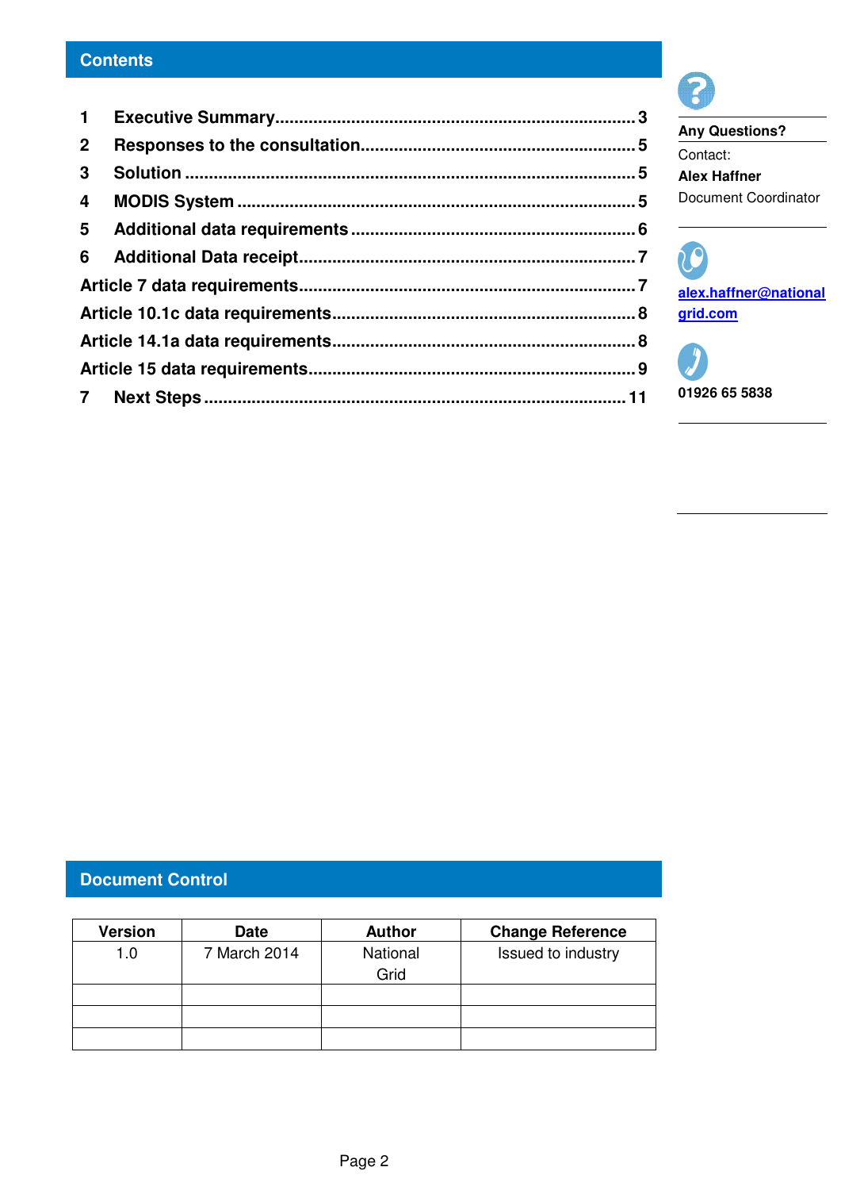## Contents

1 Executive Summary .......... 3
2 Responses to the consultation .......... 5
3 Solution .......... 5
4 MODIS System .......... 5
5 Additional data requirements .......... 6
6 Additional Data receipt .......... 7
Article 7 data requirements .......... 7
Article 10.1c data requirements .......... 8
Article 14.1a data requirements .......... 8
Article 15 data requirements .......... 9
7 Next Steps .......... 11

**Any Questions?**

Contact:
**Alex Haffner**
Document Coordinator

alex.haffner@nationalgrid.com

**01926 65 5838**

## Document Control

| Version | Date | Author | Change Reference |
|---|---|---|---|
| 1.0 | 7 March 2014 | National Grid | Issued to industry |
| | | | |
| | | | |
| | | | |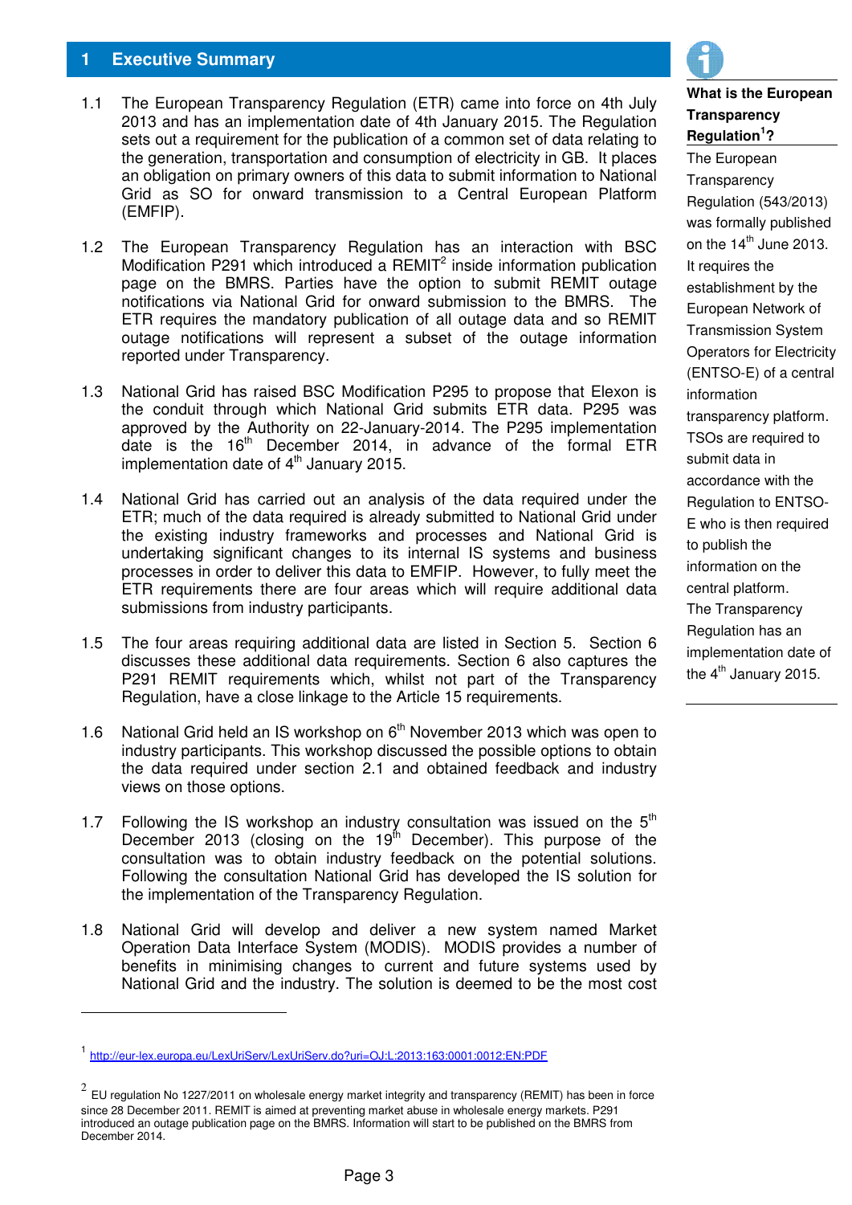# 1 Executive Summary

1.1 The European Transparency Regulation (ETR) came into force on 4th July 2013 and has an implementation date of 4th January 2015. The Regulation sets out a requirement for the publication of a common set of data relating to the generation, transportation and consumption of electricity in GB. It places an obligation on primary owners of this data to submit information to National Grid as SO for onward transmission to a Central European Platform (EMFIP).

1.2 The European Transparency Regulation has an interaction with BSC Modification P291 which introduced a REMIT[2] inside information publication page on the BMRS. Parties have the option to submit REMIT outage notifications via National Grid for onward submission to the BMRS. The ETR requires the mandatory publication of all outage data and so REMIT outage notifications will represent a subset of the outage information reported under Transparency.

1.3 National Grid has raised BSC Modification P295 to propose that Elexon is the conduit through which National Grid submits ETR data. P295 was approved by the Authority on 22-January-2014. The P295 implementation date is the 16th December 2014, in advance of the formal ETR implementation date of 4th January 2015.

1.4 National Grid has carried out an analysis of the data required under the ETR; much of the data required is already submitted to National Grid under the existing industry frameworks and processes and National Grid is undertaking significant changes to its internal IS systems and business processes in order to deliver this data to EMFIP. However, to fully meet the ETR requirements there are four areas which will require additional data submissions from industry participants.

1.5 The four areas requiring additional data are listed in Section 5. Section 6 discusses these additional data requirements. Section 6 also captures the P291 REMIT requirements which, whilst not part of the Transparency Regulation, have a close linkage to the Article 15 requirements.

1.6 National Grid held an IS workshop on 6th November 2013 which was open to industry participants. This workshop discussed the possible options to obtain the data required under section 2.1 and obtained feedback and industry views on those options.

1.7 Following the IS workshop an industry consultation was issued on the 5th December 2013 (closing on the 19th December). This purpose of the consultation was to obtain industry feedback on the potential solutions. Following the consultation National Grid has developed the IS solution for the implementation of the Transparency Regulation.

1.8 National Grid will develop and deliver a new system named Market Operation Data Interface System (MODIS). MODIS provides a number of benefits in minimising changes to current and future systems used by National Grid and the industry. The solution is deemed to be the most cost

**What is the European Transparency Regulation[1]?**

The European Transparency Regulation (543/2013) was formally published on the 14th June 2013. It requires the establishment by the European Network of Transmission System Operators for Electricity (ENTSO-E) of a central information transparency platform. TSOs are required to submit data in accordance with the Regulation to ENTSO-E who is then required to publish the information on the central platform. The Transparency Regulation has an implementation date of the 4th January 2015.

---

[1] http://eur-lex.europa.eu/LexUriServ/LexUriServ.do?uri=OJ:L:2013:163:0001:0012:EN:PDF

[2] EU regulation No 1227/2011 on wholesale energy market integrity and transparency (REMIT) has been in force since 28 December 2011. REMIT is aimed at preventing market abuse in wholesale energy markets. P291 introduced an outage publication page on the BMRS. Information will start to be published on the BMRS from December 2014.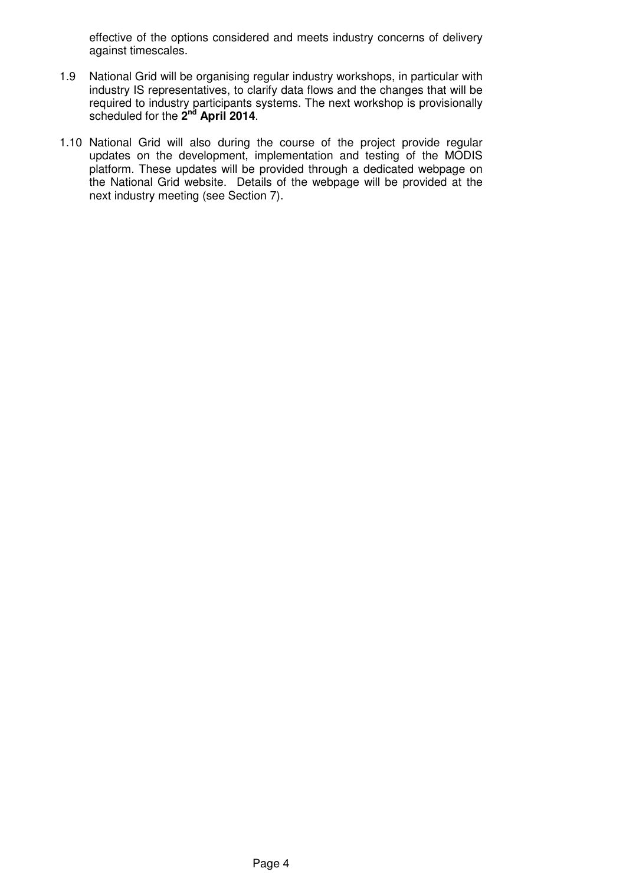effective of the options considered and meets industry concerns of delivery against timescales.

1.9 National Grid will be organising regular industry workshops, in particular with industry IS representatives, to clarify data flows and the changes that will be required to industry participants systems. The next workshop is provisionally scheduled for the **2nd April 2014**.

1.10 National Grid will also during the course of the project provide regular updates on the development, implementation and testing of the MODIS platform. These updates will be provided through a dedicated webpage on the National Grid website. Details of the webpage will be provided at the next industry meeting (see Section 7).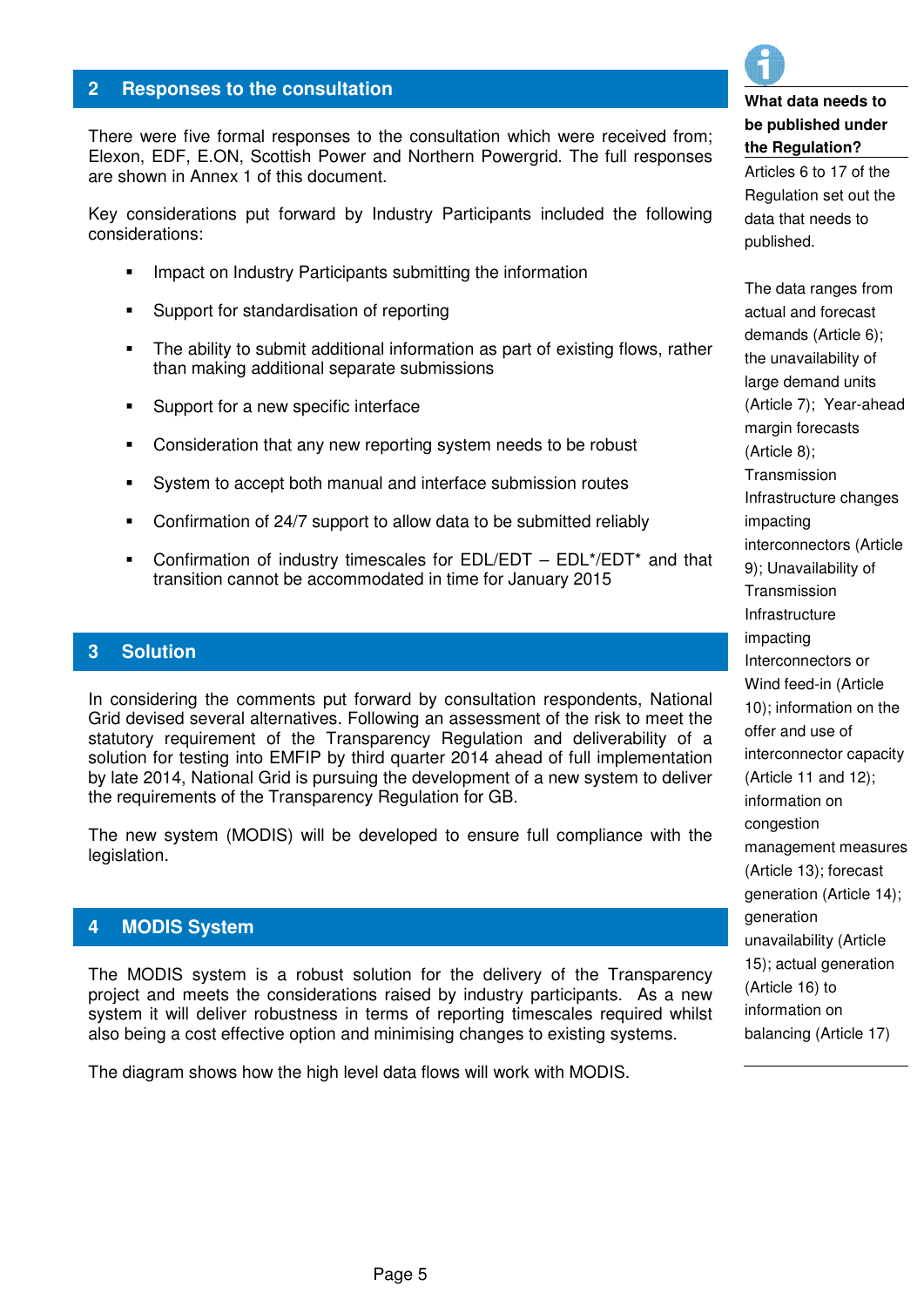## 2 Responses to the consultation

There were five formal responses to the consultation which were received from; Elexon, EDF, E.ON, Scottish Power and Northern Powergrid. The full responses are shown in Annex 1 of this document.

Key considerations put forward by Industry Participants included the following considerations:

- Impact on Industry Participants submitting the information
- Support for standardisation of reporting
- The ability to submit additional information as part of existing flows, rather than making additional separate submissions
- Support for a new specific interface
- Consideration that any new reporting system needs to be robust
- System to accept both manual and interface submission routes
- Confirmation of 24/7 support to allow data to be submitted reliably
- Confirmation of industry timescales for EDL/EDT – EDL*/EDT* and that transition cannot be accommodated in time for January 2015

## 3 Solution

In considering the comments put forward by consultation respondents, National Grid devised several alternatives. Following an assessment of the risk to meet the statutory requirement of the Transparency Regulation and deliverability of a solution for testing into EMFIP by third quarter 2014 ahead of full implementation by late 2014, National Grid is pursuing the development of a new system to deliver the requirements of the Transparency Regulation for GB.

The new system (MODIS) will be developed to ensure full compliance with the legislation.

## 4 MODIS System

The MODIS system is a robust solution for the delivery of the Transparency project and meets the considerations raised by industry participants. As a new system it will deliver robustness in terms of reporting timescales required whilst also being a cost effective option and minimising changes to existing systems.

The diagram shows how the high level data flows will work with MODIS.

**What data needs to be published under the Regulation?**

Articles 6 to 17 of the Regulation set out the data that needs to published.

The data ranges from actual and forecast demands (Article 6); the unavailability of large demand units (Article 7); Year-ahead margin forecasts (Article 8); Transmission Infrastructure changes impacting interconnectors (Article 9); Unavailability of Transmission Infrastructure impacting Interconnectors or Wind feed-in (Article 10); information on the offer and use of interconnector capacity (Article 11 and 12); information on congestion management measures (Article 13); forecast generation (Article 14); generation unavailability (Article 15); actual generation (Article 16) to information on balancing (Article 17)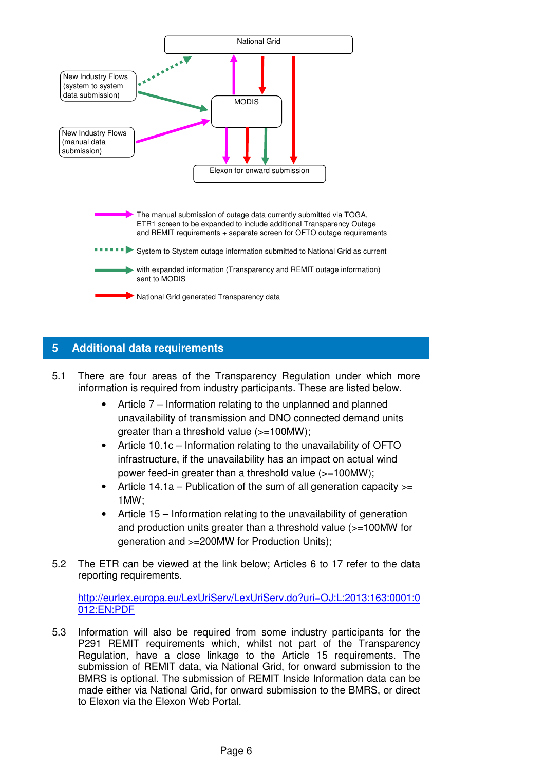National Grid

New Industry Flows (system to system data submission)

MODIS

New Industry Flows (manual data submission)

Elexon for onward submission

The manual submission of outage data currently submitted via TOGA, ETR1 screen to be expanded to include additional Transparency Outage and REMIT requirements + separate screen for OFTO outage requirements

System to Stystem outage information submitted to National Grid as current

with expanded information (Transparency and REMIT outage information) sent to MODIS

National Grid generated Transparency data

## 5 Additional data requirements

5.1 There are four areas of the Transparency Regulation under which more information is required from industry participants. These are listed below.

- Article 7 – Information relating to the unplanned and planned unavailability of transmission and DNO connected demand units greater than a threshold value (>=100MW);
- Article 10.1c – Information relating to the unavailability of OFTO infrastructure, if the unavailability has an impact on actual wind power feed-in greater than a threshold value (>=100MW);
- Article 14.1a – Publication of the sum of all generation capacity >= 1MW;
- Article 15 – Information relating to the unavailability of generation and production units greater than a threshold value (>=100MW for generation and >=200MW for Production Units);

5.2 The ETR can be viewed at the link below; Articles 6 to 17 refer to the data reporting requirements.

http://eurlex.europa.eu/LexUriServ/LexUriServ.do?uri=OJ:L:2013:163:0001:0012:EN:PDF

5.3 Information will also be required from some industry participants for the P291 REMIT requirements which, whilst not part of the Transparency Regulation, have a close linkage to the Article 15 requirements. The submission of REMIT data, via National Grid, for onward submission to the BMRS is optional. The submission of REMIT Inside Information data can be made either via National Grid, for onward submission to the BMRS, or direct to Elexon via the Elexon Web Portal.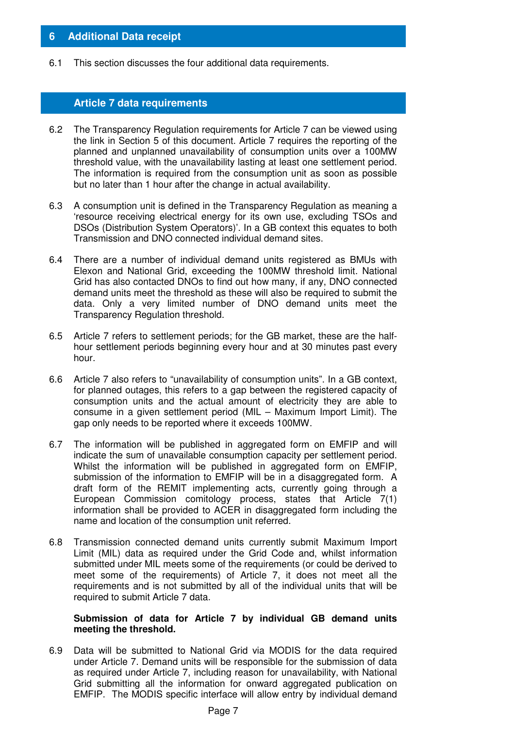## 6 Additional Data receipt

6.1 This section discusses the four additional data requirements.

### Article 7 data requirements

6.2 The Transparency Regulation requirements for Article 7 can be viewed using the link in Section 5 of this document. Article 7 requires the reporting of the planned and unplanned unavailability of consumption units over a 100MW threshold value, with the unavailability lasting at least one settlement period. The information is required from the consumption unit as soon as possible but no later than 1 hour after the change in actual availability.

6.3 A consumption unit is defined in the Transparency Regulation as meaning a 'resource receiving electrical energy for its own use, excluding TSOs and DSOs (Distribution System Operators)'. In a GB context this equates to both Transmission and DNO connected individual demand sites.

6.4 There are a number of individual demand units registered as BMUs with Elexon and National Grid, exceeding the 100MW threshold limit. National Grid has also contacted DNOs to find out how many, if any, DNO connected demand units meet the threshold as these will also be required to submit the data. Only a very limited number of DNO demand units meet the Transparency Regulation threshold.

6.5 Article 7 refers to settlement periods; for the GB market, these are the half-hour settlement periods beginning every hour and at 30 minutes past every hour.

6.6 Article 7 also refers to "unavailability of consumption units". In a GB context, for planned outages, this refers to a gap between the registered capacity of consumption units and the actual amount of electricity they are able to consume in a given settlement period (MIL – Maximum Import Limit). The gap only needs to be reported where it exceeds 100MW.

6.7 The information will be published in aggregated form on EMFIP and will indicate the sum of unavailable consumption capacity per settlement period. Whilst the information will be published in aggregated form on EMFIP, submission of the information to EMFIP will be in a disaggregated form. A draft form of the REMIT implementing acts, currently going through a European Commission comitology process, states that Article 7(1) information shall be provided to ACER in disaggregated form including the name and location of the consumption unit referred.

6.8 Transmission connected demand units currently submit Maximum Import Limit (MIL) data as required under the Grid Code and, whilst information submitted under MIL meets some of the requirements (or could be derived to meet some of the requirements) of Article 7, it does not meet all the requirements and is not submitted by all of the individual units that will be required to submit Article 7 data.

**Submission of data for Article 7 by individual GB demand units meeting the threshold.**

6.9 Data will be submitted to National Grid via MODIS for the data required under Article 7. Demand units will be responsible for the submission of data as required under Article 7, including reason for unavailability, with National Grid submitting all the information for onward aggregated publication on EMFIP. The MODIS specific interface will allow entry by individual demand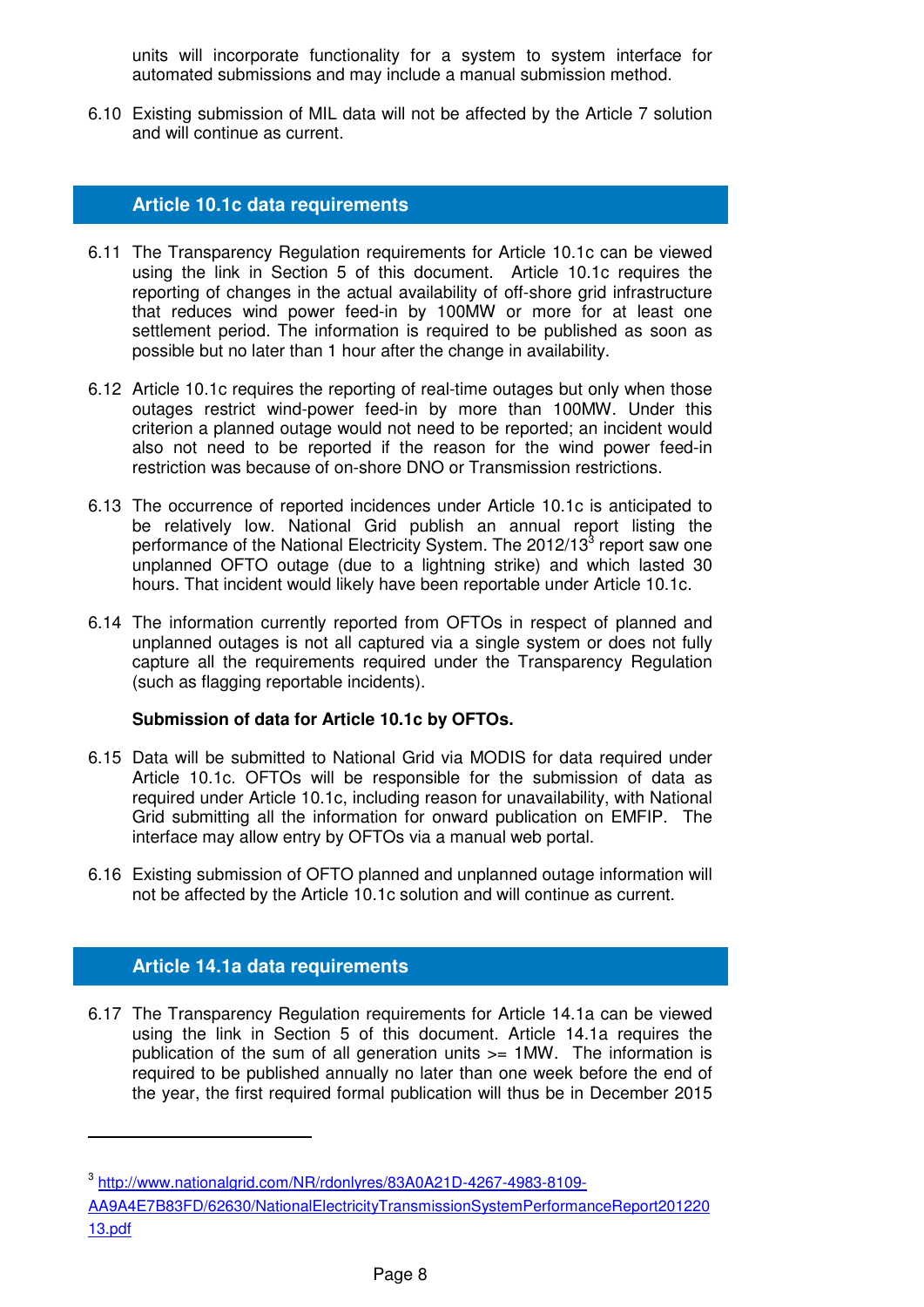units will incorporate functionality for a system to system interface for automated submissions and may include a manual submission method.

6.10 Existing submission of MIL data will not be affected by the Article 7 solution and will continue as current.

## Article 10.1c data requirements

6.11 The Transparency Regulation requirements for Article 10.1c can be viewed using the link in Section 5 of this document. Article 10.1c requires the reporting of changes in the actual availability of off-shore grid infrastructure that reduces wind power feed-in by 100MW or more for at least one settlement period. The information is required to be published as soon as possible but no later than 1 hour after the change in availability.

6.12 Article 10.1c requires the reporting of real-time outages but only when those outages restrict wind-power feed-in by more than 100MW. Under this criterion a planned outage would not need to be reported; an incident would also not need to be reported if the reason for the wind power feed-in restriction was because of on-shore DNO or Transmission restrictions.

6.13 The occurrence of reported incidences under Article 10.1c is anticipated to be relatively low. National Grid publish an annual report listing the performance of the National Electricity System. The 2012/13[3] report saw one unplanned OFTO outage (due to a lightning strike) and which lasted 30 hours. That incident would likely have been reportable under Article 10.1c.

6.14 The information currently reported from OFTOs in respect of planned and unplanned outages is not all captured via a single system or does not fully capture all the requirements required under the Transparency Regulation (such as flagging reportable incidents).

**Submission of data for Article 10.1c by OFTOs.**

6.15 Data will be submitted to National Grid via MODIS for data required under Article 10.1c. OFTOs will be responsible for the submission of data as required under Article 10.1c, including reason for unavailability, with National Grid submitting all the information for onward publication on EMFIP. The interface may allow entry by OFTOs via a manual web portal.

6.16 Existing submission of OFTO planned and unplanned outage information will not be affected by the Article 10.1c solution and will continue as current.

## Article 14.1a data requirements

6.17 The Transparency Regulation requirements for Article 14.1a can be viewed using the link in Section 5 of this document. Article 14.1a requires the publication of the sum of all generation units >= 1MW. The information is required to be published annually no later than one week before the end of the year, the first required formal publication will thus be in December 2015

---

[3] http://www.nationalgrid.com/NR/rdonlyres/83A0A21D-4267-4983-8109-AA9A4E7B83FD/62630/NationalElectricityTransmissionSystemPerformanceReport201220 13.pdf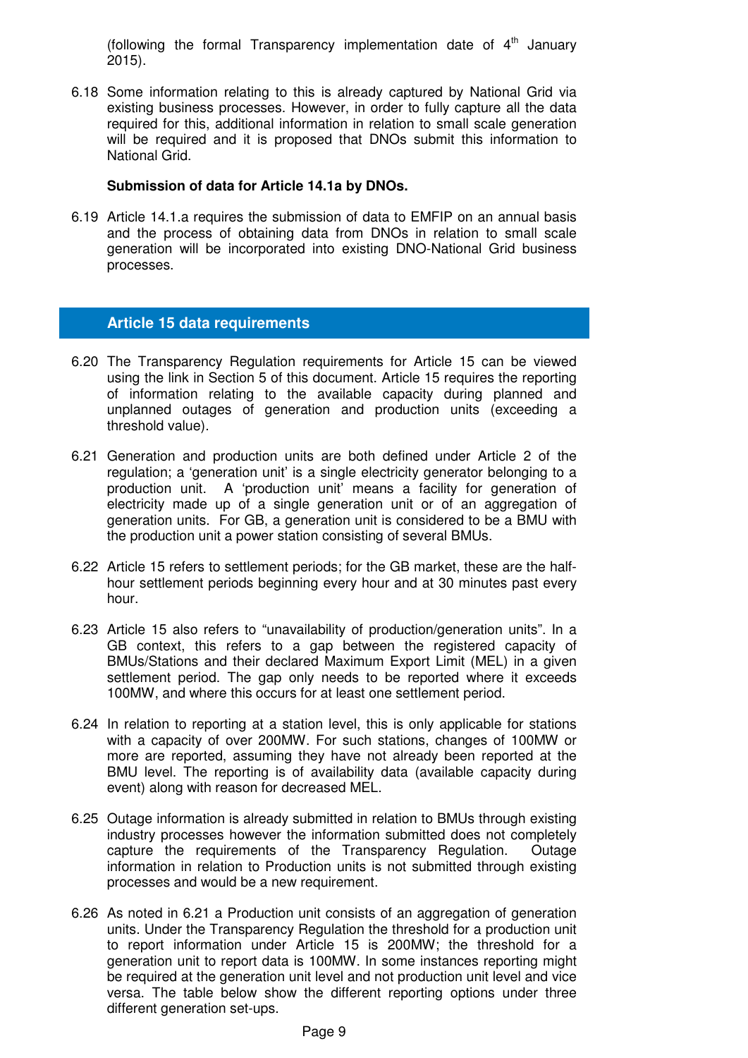(following the formal Transparency implementation date of 4th January 2015).

6.18 Some information relating to this is already captured by National Grid via existing business processes. However, in order to fully capture all the data required for this, additional information in relation to small scale generation will be required and it is proposed that DNOs submit this information to National Grid.

**Submission of data for Article 14.1a by DNOs.**

6.19 Article 14.1.a requires the submission of data to EMFIP on an annual basis and the process of obtaining data from DNOs in relation to small scale generation will be incorporated into existing DNO-National Grid business processes.

## Article 15 data requirements

6.20 The Transparency Regulation requirements for Article 15 can be viewed using the link in Section 5 of this document. Article 15 requires the reporting of information relating to the available capacity during planned and unplanned outages of generation and production units (exceeding a threshold value).

6.21 Generation and production units are both defined under Article 2 of the regulation; a 'generation unit' is a single electricity generator belonging to a production unit. A 'production unit' means a facility for generation of electricity made up of a single generation unit or of an aggregation of generation units. For GB, a generation unit is considered to be a BMU with the production unit a power station consisting of several BMUs.

6.22 Article 15 refers to settlement periods; for the GB market, these are the half-hour settlement periods beginning every hour and at 30 minutes past every hour.

6.23 Article 15 also refers to "unavailability of production/generation units". In a GB context, this refers to a gap between the registered capacity of BMUs/Stations and their declared Maximum Export Limit (MEL) in a given settlement period. The gap only needs to be reported where it exceeds 100MW, and where this occurs for at least one settlement period.

6.24 In relation to reporting at a station level, this is only applicable for stations with a capacity of over 200MW. For such stations, changes of 100MW or more are reported, assuming they have not already been reported at the BMU level. The reporting is of availability data (available capacity during event) along with reason for decreased MEL.

6.25 Outage information is already submitted in relation to BMUs through existing industry processes however the information submitted does not completely capture the requirements of the Transparency Regulation. Outage information in relation to Production units is not submitted through existing processes and would be a new requirement.

6.26 As noted in 6.21 a Production unit consists of an aggregation of generation units. Under the Transparency Regulation the threshold for a production unit to report information under Article 15 is 200MW; the threshold for a generation unit to report data is 100MW. In some instances reporting might be required at the generation unit level and not production unit level and vice versa. The table below show the different reporting options under three different generation set-ups.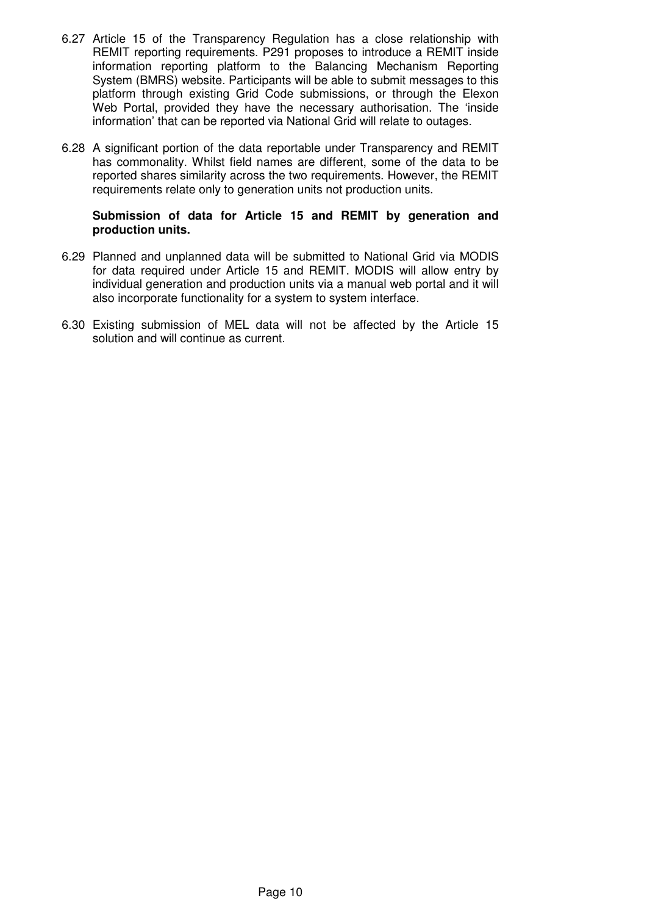6.27 Article 15 of the Transparency Regulation has a close relationship with REMIT reporting requirements. P291 proposes to introduce a REMIT inside information reporting platform to the Balancing Mechanism Reporting System (BMRS) website. Participants will be able to submit messages to this platform through existing Grid Code submissions, or through the Elexon Web Portal, provided they have the necessary authorisation. The 'inside information' that can be reported via National Grid will relate to outages.

6.28 A significant portion of the data reportable under Transparency and REMIT has commonality. Whilst field names are different, some of the data to be reported shares similarity across the two requirements. However, the REMIT requirements relate only to generation units not production units.

**Submission of data for Article 15 and REMIT by generation and production units.**

6.29 Planned and unplanned data will be submitted to National Grid via MODIS for data required under Article 15 and REMIT. MODIS will allow entry by individual generation and production units via a manual web portal and it will also incorporate functionality for a system to system interface.

6.30 Existing submission of MEL data will not be affected by the Article 15 solution and will continue as current.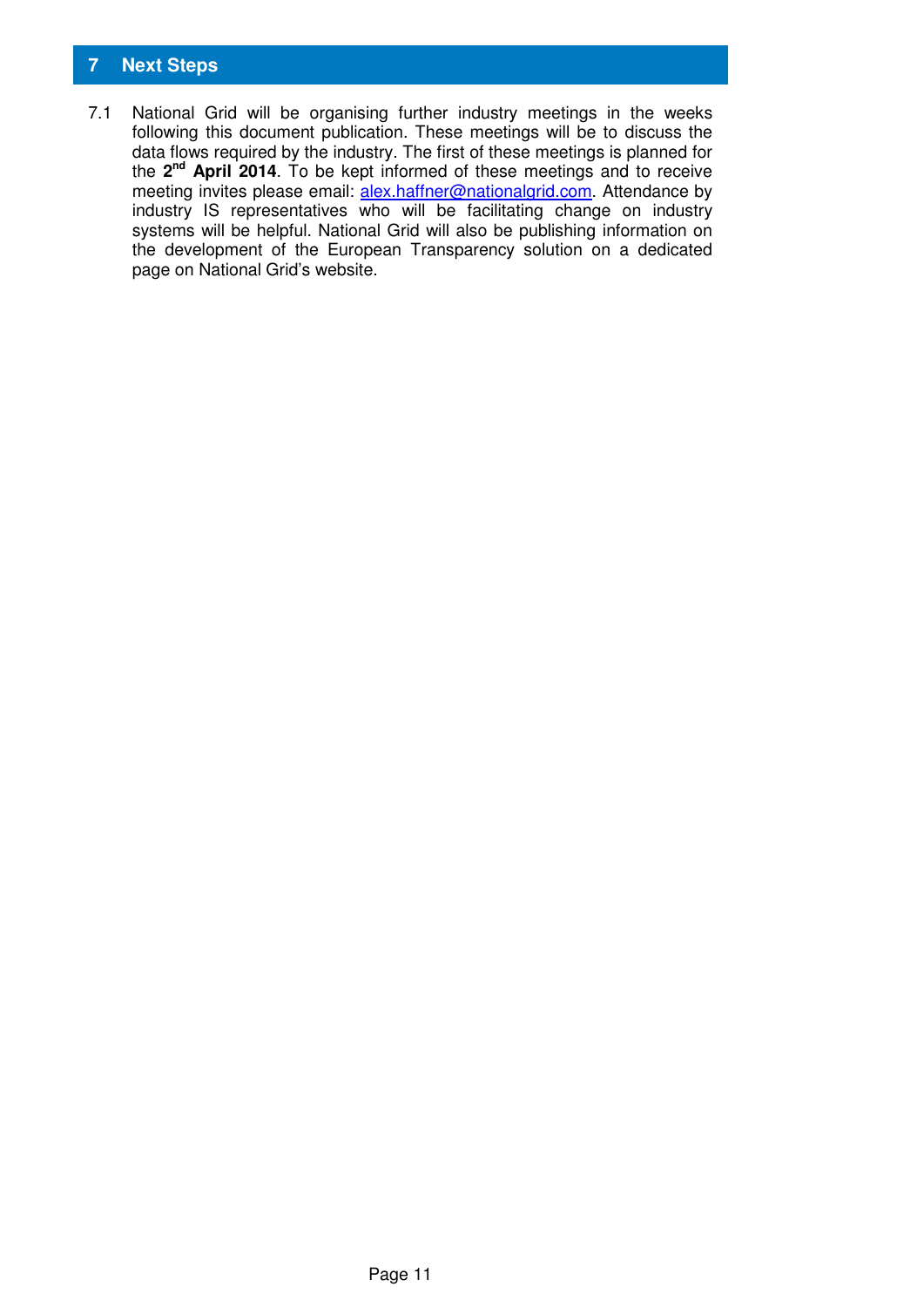## 7 Next Steps

7.1 National Grid will be organising further industry meetings in the weeks following this document publication. These meetings will be to discuss the data flows required by the industry. The first of these meetings is planned for the **2nd April 2014**. To be kept informed of these meetings and to receive meeting invites please email: alex.haffner@nationalgrid.com. Attendance by industry IS representatives who will be facilitating change on industry systems will be helpful. National Grid will also be publishing information on the development of the European Transparency solution on a dedicated page on National Grid's website.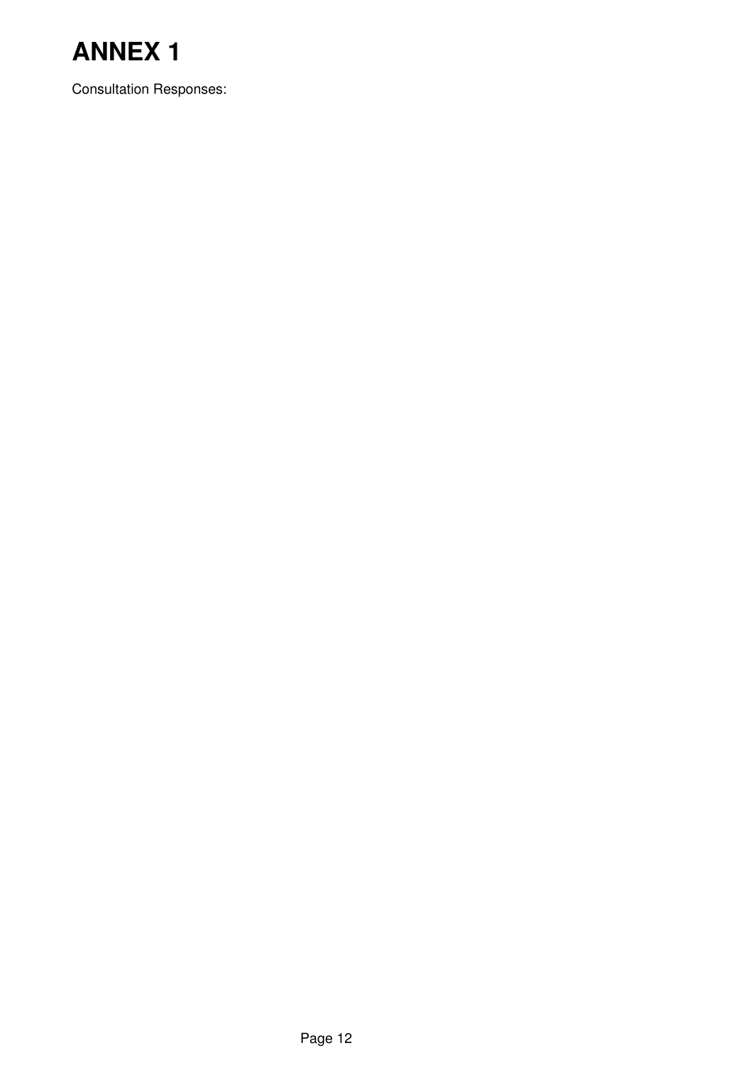# ANNEX 1

Consultation Responses: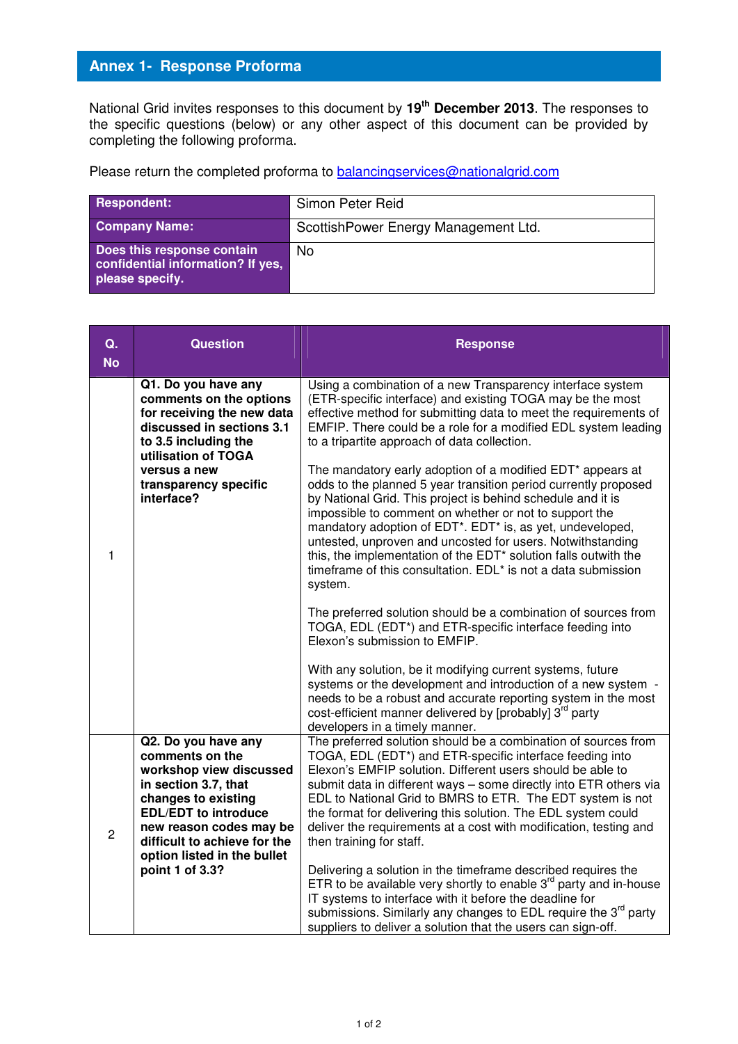## Annex 1- Response Proforma

National Grid invites responses to this document by **19th December 2013**. The responses to the specific questions (below) or any other aspect of this document can be provided by completing the following proforma.

Please return the completed proforma to balancingservices@nationalgrid.com

| **Respondent:** | Simon Peter Reid |
|---|---|
| **Company Name:** | ScottishPower Energy Management Ltd. |
| **Does this response contain confidential information? If yes, please specify.** | No |

| Q. No | Question | Response |
|---|---|---|
| 1 | **Q1. Do you have any comments on the options for receiving the new data discussed in sections 3.1 to 3.5 including the utilisation of TOGA versus a new transparency specific interface?** | Using a combination of a new Transparency interface system (ETR-specific interface) and existing TOGA may be the most effective method for submitting data to meet the requirements of EMFIP. There could be a role for a modified EDL system leading to a tripartite approach of data collection.<br><br>The mandatory early adoption of a modified EDT* appears at odds to the planned 5 year transition period currently proposed by National Grid. This project is behind schedule and it is impossible to comment on whether or not to support the mandatory adoption of EDT*. EDT* is, as yet, undeveloped, untested, unproven and uncosted for users. Notwithstanding this, the implementation of the EDT* solution falls outwith the timeframe of this consultation. EDL* is not a data submission system.<br><br>The preferred solution should be a combination of sources from TOGA, EDL (EDT*) and ETR-specific interface feeding into Elexon's submission to EMFIP.<br><br>With any solution, be it modifying current systems, future systems or the development and introduction of a new system - needs to be a robust and accurate reporting system in the most cost-efficient manner delivered by [probably] 3rd party developers in a timely manner. |
| 2 | **Q2. Do you have any comments on the workshop view discussed in section 3.7, that changes to existing EDL/EDT to introduce new reason codes may be difficult to achieve for the option listed in the bullet point 1 of 3.3?** | The preferred solution should be a combination of sources from TOGA, EDL (EDT*) and ETR-specific interface feeding into Elexon's EMFIP solution. Different users should be able to submit data in different ways – some directly into ETR others via EDL to National Grid to BMRS to ETR. The EDT system is not the format for delivering this solution. The EDL system could deliver the requirements at a cost with modification, testing and then training for staff.<br><br>Delivering a solution in the timeframe described requires the ETR to be available very shortly to enable 3rd party and in-house IT systems to interface with it before the deadline for submissions. Similarly any changes to EDL require the 3rd party suppliers to deliver a solution that the users can sign-off. |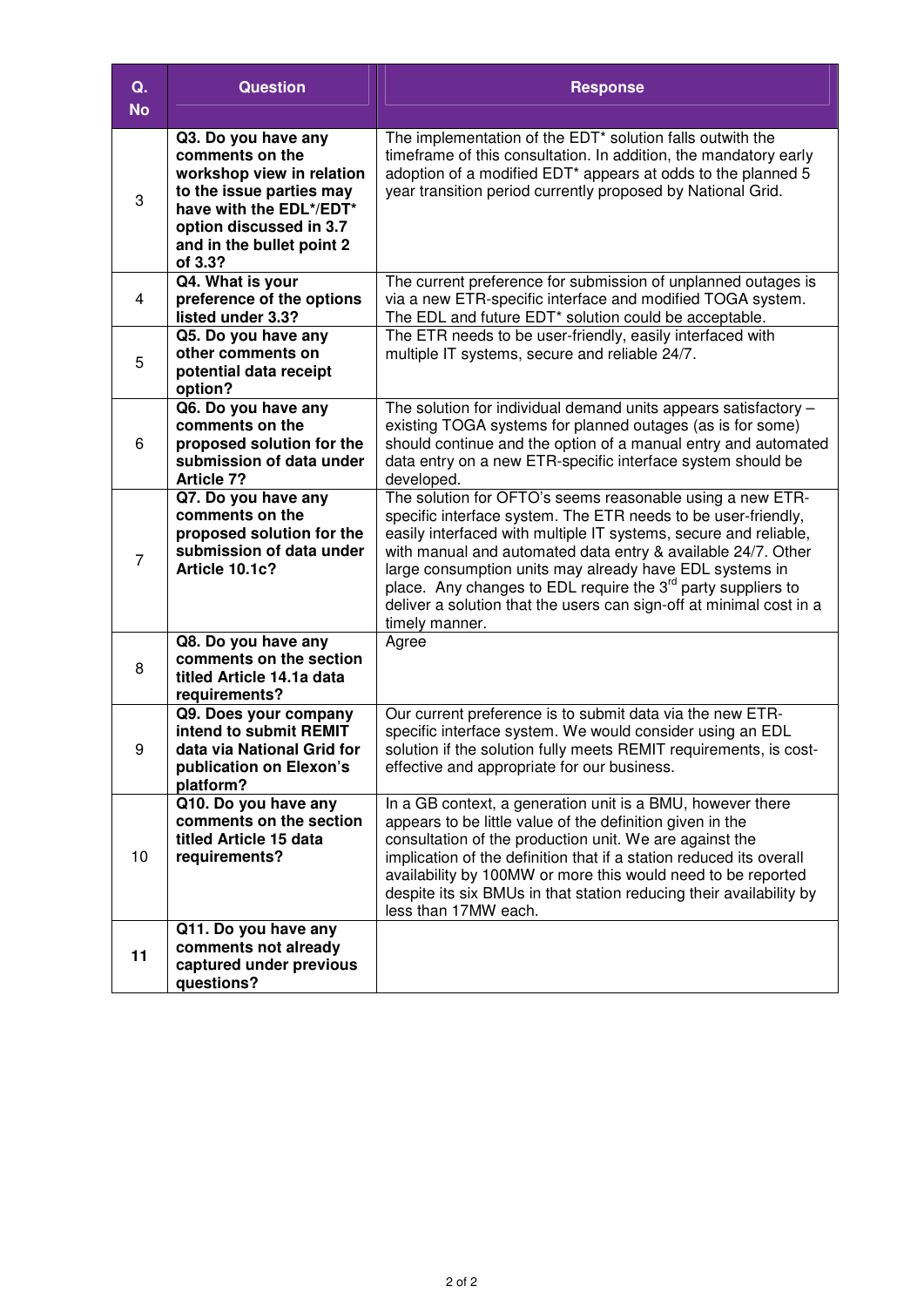| Q. No | Question | Response |
|---|---|---|
| 3 | **Q3. Do you have any comments on the workshop view in relation to the issue parties may have with the EDL*/EDT* option discussed in 3.7 and in the bullet point 2 of 3.3?** | The implementation of the EDT* solution falls outwith the timeframe of this consultation. In addition, the mandatory early adoption of a modified EDT* appears at odds to the planned 5 year transition period currently proposed by National Grid. |
| 4 | **Q4. What is your preference of the options listed under 3.3?** | The current preference for submission of unplanned outages is via a new ETR-specific interface and modified TOGA system. The EDL and future EDT* solution could be acceptable. |
| 5 | **Q5. Do you have any other comments on potential data receipt option?** | The ETR needs to be user-friendly, easily interfaced with multiple IT systems, secure and reliable 24/7. |
| 6 | **Q6. Do you have any comments on the proposed solution for the submission of data under Article 7?** | The solution for individual demand units appears satisfactory – existing TOGA systems for planned outages (as is for some) should continue and the option of a manual entry and automated data entry on a new ETR-specific interface system should be developed. |
| 7 | **Q7. Do you have any comments on the proposed solution for the submission of data under Article 10.1c?** | The solution for OFTO's seems reasonable using a new ETR-specific interface system. The ETR needs to be user-friendly, easily interfaced with multiple IT systems, secure and reliable, with manual and automated data entry & available 24/7. Other large consumption units may already have EDL systems in place. Any changes to EDL require the 3rd party suppliers to deliver a solution that the users can sign-off at minimal cost in a timely manner. |
| 8 | **Q8. Do you have any comments on the section titled Article 14.1a data requirements?** | Agree |
| 9 | **Q9. Does your company intend to submit REMIT data via National Grid for publication on Elexon's platform?** | Our current preference is to submit data via the new ETR-specific interface system. We would consider using an EDL solution if the solution fully meets REMIT requirements, is cost-effective and appropriate for our business. |
| 10 | **Q10. Do you have any comments on the section titled Article 15 data requirements?** | In a GB context, a generation unit is a BMU, however there appears to be little value of the definition given in the consultation of the production unit. We are against the implication of the definition that if a station reduced its overall availability by 100MW or more this would need to be reported despite its six BMUs in that station reducing their availability by less than 17MW each. |
| **11** | **Q11. Do you have any comments not already captured under previous questions?** | |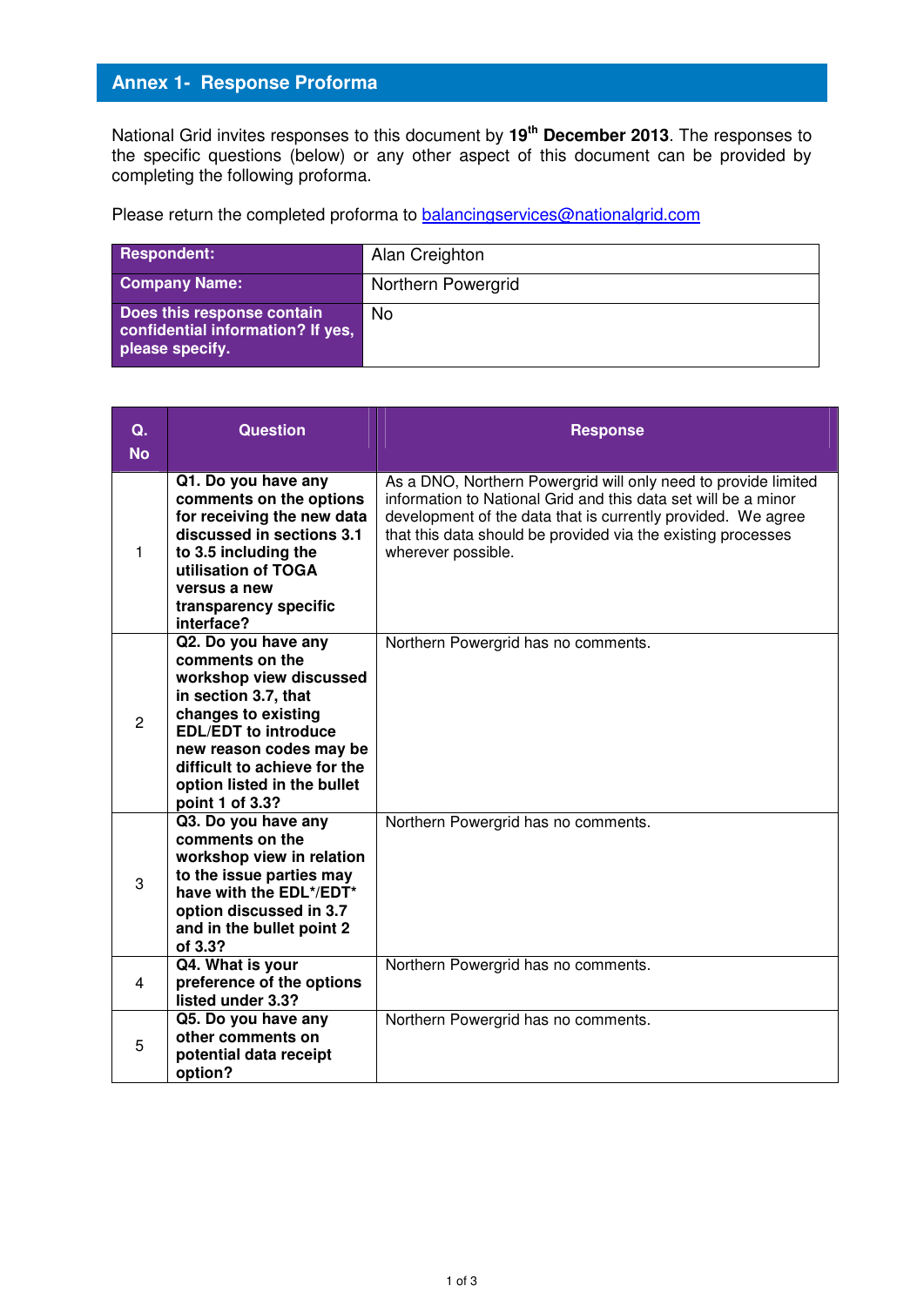## Annex 1- Response Proforma

National Grid invites responses to this document by **19th December 2013**. The responses to the specific questions (below) or any other aspect of this document can be provided by completing the following proforma.

Please return the completed proforma to [balancingservices@nationalgrid.com](mailto:balancingservices@nationalgrid.com)

| | |
|---|---|
| **Respondent:** | Alan Creighton |
| **Company Name:** | Northern Powergrid |
| **Does this response contain confidential information? If yes, please specify.** | No |

| Q. No | Question | Response |
|---|---|---|
| 1 | **Q1. Do you have any comments on the options for receiving the new data discussed in sections 3.1 to 3.5 including the utilisation of TOGA versus a new transparency specific interface?** | As a DNO, Northern Powergrid will only need to provide limited information to National Grid and this data set will be a minor development of the data that is currently provided. We agree that this data should be provided via the existing processes wherever possible. |
| 2 | **Q2. Do you have any comments on the workshop view discussed in section 3.7, that changes to existing EDL/EDT to introduce new reason codes may be difficult to achieve for the option listed in the bullet point 1 of 3.3?** | Northern Powergrid has no comments. |
| 3 | **Q3. Do you have any comments on the workshop view in relation to the issue parties may have with the EDL*/EDT* option discussed in 3.7 and in the bullet point 2 of 3.3?** | Northern Powergrid has no comments. |
| 4 | **Q4. What is your preference of the options listed under 3.3?** | Northern Powergrid has no comments. |
| 5 | **Q5. Do you have any other comments on potential data receipt option?** | Northern Powergrid has no comments. |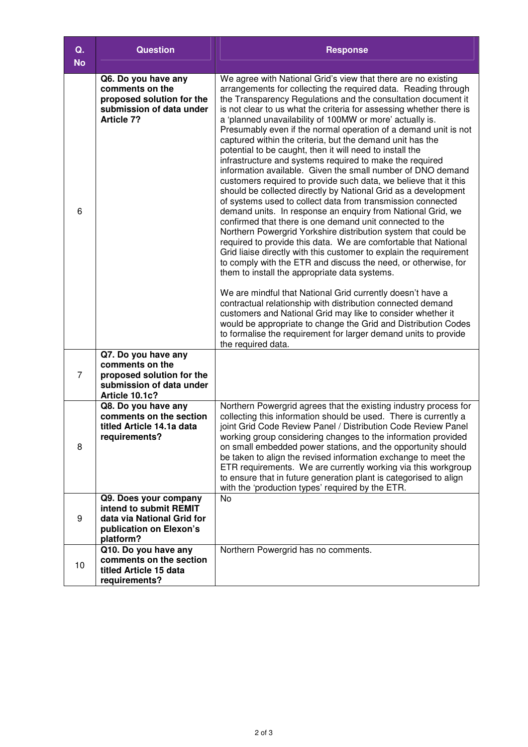| Q. No | Question | Response |
|---|---|---|
| 6 | **Q6. Do you have any comments on the proposed solution for the submission of data under Article 7?** | We agree with National Grid's view that there are no existing arrangements for collecting the required data. Reading through the Transparency Regulations and the consultation document it is not clear to us what the criteria for assessing whether there is a 'planned unavailability of 100MW or more' actually is. Presumably even if the normal operation of a demand unit is not captured within the criteria, but the demand unit has the potential to be caught, then it will need to install the infrastructure and systems required to make the required information available. Given the small number of DNO demand customers required to provide such data, we believe that it this should be collected directly by National Grid as a development of systems used to collect data from transmission connected demand units. In response an enquiry from National Grid, we confirmed that there is one demand unit connected to the Northern Powergrid Yorkshire distribution system that could be required to provide this data. We are comfortable that National Grid liaise directly with this customer to explain the requirement to comply with the ETR and discuss the need, or otherwise, for them to install the appropriate data systems.<br><br>We are mindful that National Grid currently doesn't have a contractual relationship with distribution connected demand customers and National Grid may like to consider whether it would be appropriate to change the Grid and Distribution Codes to formalise the requirement for larger demand units to provide the required data. |
| 7 | **Q7. Do you have any comments on the proposed solution for the submission of data under Article 10.1c?** | |
| 8 | **Q8. Do you have any comments on the section titled Article 14.1a data requirements?** | Northern Powergrid agrees that the existing industry process for collecting this information should be used. There is currently a joint Grid Code Review Panel / Distribution Code Review Panel working group considering changes to the information provided on small embedded power stations, and the opportunity should be taken to align the revised information exchange to meet the ETR requirements. We are currently working via this workgroup to ensure that in future generation plant is categorised to align with the 'production types' required by the ETR. |
| 9 | **Q9. Does your company intend to submit REMIT data via National Grid for publication on Elexon's platform?** | No |
| 10 | **Q10. Do you have any comments on the section titled Article 15 data requirements?** | Northern Powergrid has no comments. |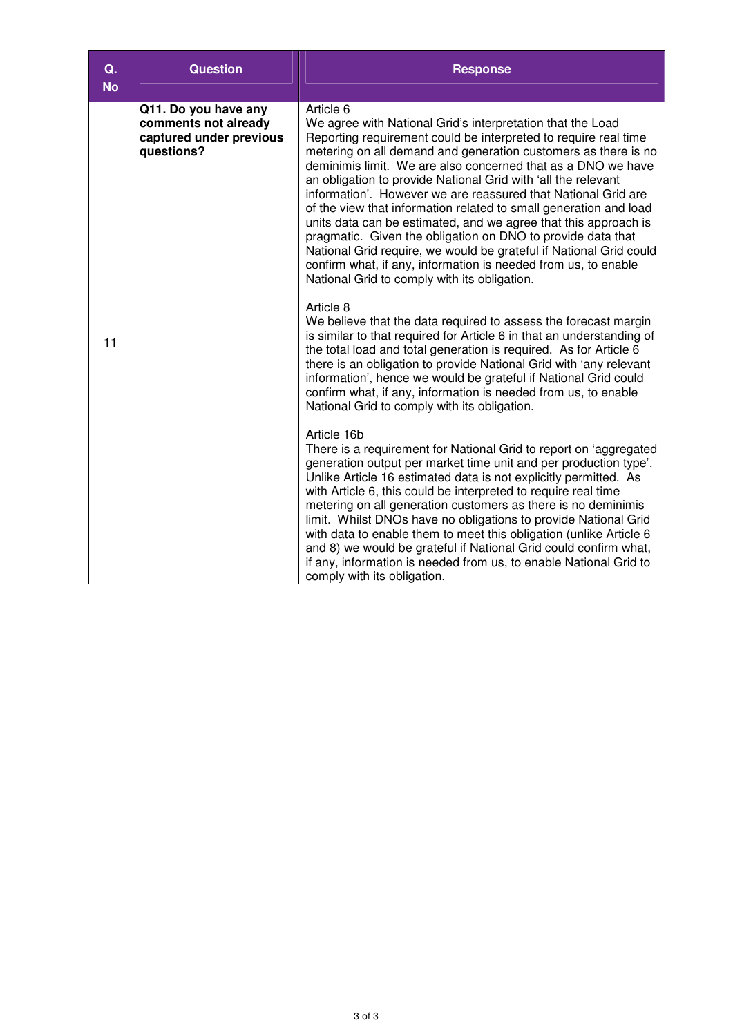| Q. No | Question | Response |
|---|---|---|
| 11 | **Q11. Do you have any comments not already captured under previous questions?** | Article 6<br>We agree with National Grid's interpretation that the Load Reporting requirement could be interpreted to require real time metering on all demand and generation customers as there is no deminimis limit. We are also concerned that as a DNO we have an obligation to provide National Grid with 'all the relevant information'. However we are reassured that National Grid are of the view that information related to small generation and load units data can be estimated, and we agree that this approach is pragmatic. Given the obligation on DNO to provide data that National Grid require, we would be grateful if National Grid could confirm what, if any, information is needed from us, to enable National Grid to comply with its obligation.<br><br>Article 8<br>We believe that the data required to assess the forecast margin is similar to that required for Article 6 in that an understanding of the total load and total generation is required. As for Article 6 there is an obligation to provide National Grid with 'any relevant information', hence we would be grateful if National Grid could confirm what, if any, information is needed from us, to enable National Grid to comply with its obligation.<br><br>Article 16b<br>There is a requirement for National Grid to report on 'aggregated generation output per market time unit and per production type'. Unlike Article 16 estimated data is not explicitly permitted. As with Article 6, this could be interpreted to require real time metering on all generation customers as there is no deminimis limit. Whilst DNOs have no obligations to provide National Grid with data to enable them to meet this obligation (unlike Article 6 and 8) we would be grateful if National Grid could confirm what, if any, information is needed from us, to enable National Grid to comply with its obligation. |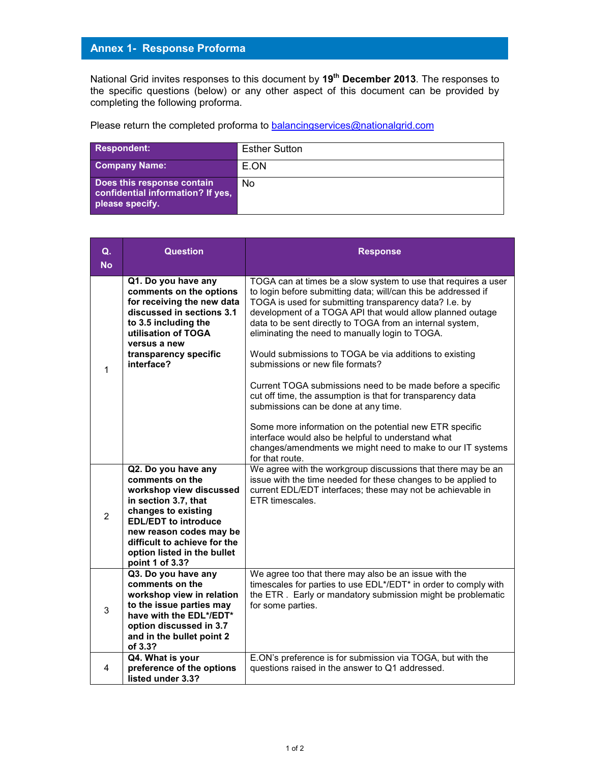## Annex 1- Response Proforma

National Grid invites responses to this document by **19th December 2013**. The responses to the specific questions (below) or any other aspect of this document can be provided by completing the following proforma.

Please return the completed proforma to balancingservices@nationalgrid.com

| **Respondent:** | Esther Sutton |
|---|---|
| **Company Name:** | E.ON |
| **Does this response contain confidential information? If yes, please specify.** | No |

| Q. No | Question | Response |
|---|---|---|
| 1 | **Q1. Do you have any comments on the options for receiving the new data discussed in sections 3.1 to 3.5 including the utilisation of TOGA versus a new transparency specific interface?** | TOGA can at times be a slow system to use that requires a user to login before submitting data; will/can this be addressed if TOGA is used for submitting transparency data? I.e. by development of a TOGA API that would allow planned outage data to be sent directly to TOGA from an internal system, eliminating the need to manually login to TOGA.<br><br>Would submissions to TOGA be via additions to existing submissions or new file formats?<br><br>Current TOGA submissions need to be made before a specific cut off time, the assumption is that for transparency data submissions can be done at any time.<br><br>Some more information on the potential new ETR specific interface would also be helpful to understand what changes/amendments we might need to make to our IT systems for that route. |
| 2 | **Q2. Do you have any comments on the workshop view discussed in section 3.7, that changes to existing EDL/EDT to introduce new reason codes may be difficult to achieve for the option listed in the bullet point 1 of 3.3?** | We agree with the workgroup discussions that there may be an issue with the time needed for these changes to be applied to current EDL/EDT interfaces; these may not be achievable in ETR timescales. |
| 3 | **Q3. Do you have any comments on the workshop view in relation to the issue parties may have with the EDL*/EDT* option discussed in 3.7 and in the bullet point 2 of 3.3?** | We agree too that there may also be an issue with the timescales for parties to use EDL*/EDT* in order to comply with the ETR . Early or mandatory submission might be problematic for some parties. |
| 4 | **Q4. What is your preference of the options listed under 3.3?** | E.ON's preference is for submission via TOGA, but with the questions raised in the answer to Q1 addressed. |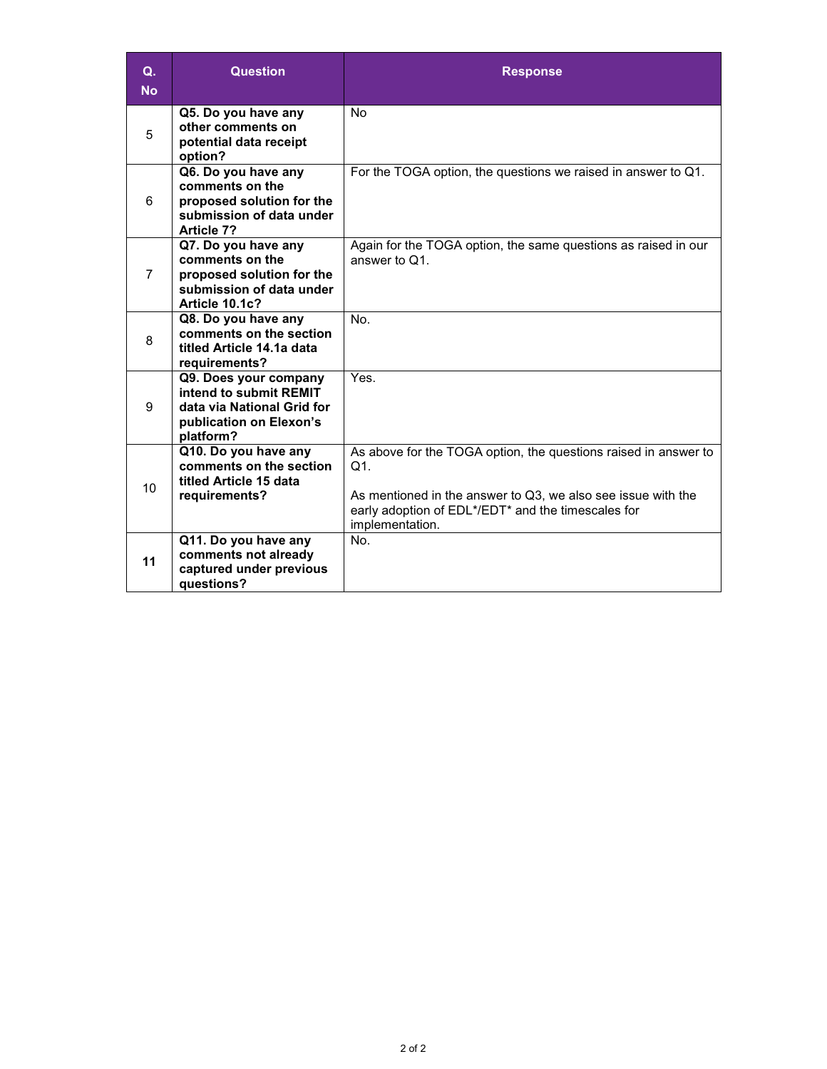| Q. No | Question | Response |
|---|---|---|
| 5 | **Q5. Do you have any other comments on potential data receipt option?** | No |
| 6 | **Q6. Do you have any comments on the proposed solution for the submission of data under Article 7?** | For the TOGA option, the questions we raised in answer to Q1. |
| 7 | **Q7. Do you have any comments on the proposed solution for the submission of data under Article 10.1c?** | Again for the TOGA option, the same questions as raised in our answer to Q1. |
| 8 | **Q8. Do you have any comments on the section titled Article 14.1a data requirements?** | No. |
| 9 | **Q9. Does your company intend to submit REMIT data via National Grid for publication on Elexon's platform?** | Yes. |
| 10 | **Q10. Do you have any comments on the section titled Article 15 data requirements?** | As above for the TOGA option, the questions raised in answer to Q1.<br><br>As mentioned in the answer to Q3, we also see issue with the early adoption of EDL*/EDT* and the timescales for implementation. |
| **11** | **Q11. Do you have any comments not already captured under previous questions?** | No. |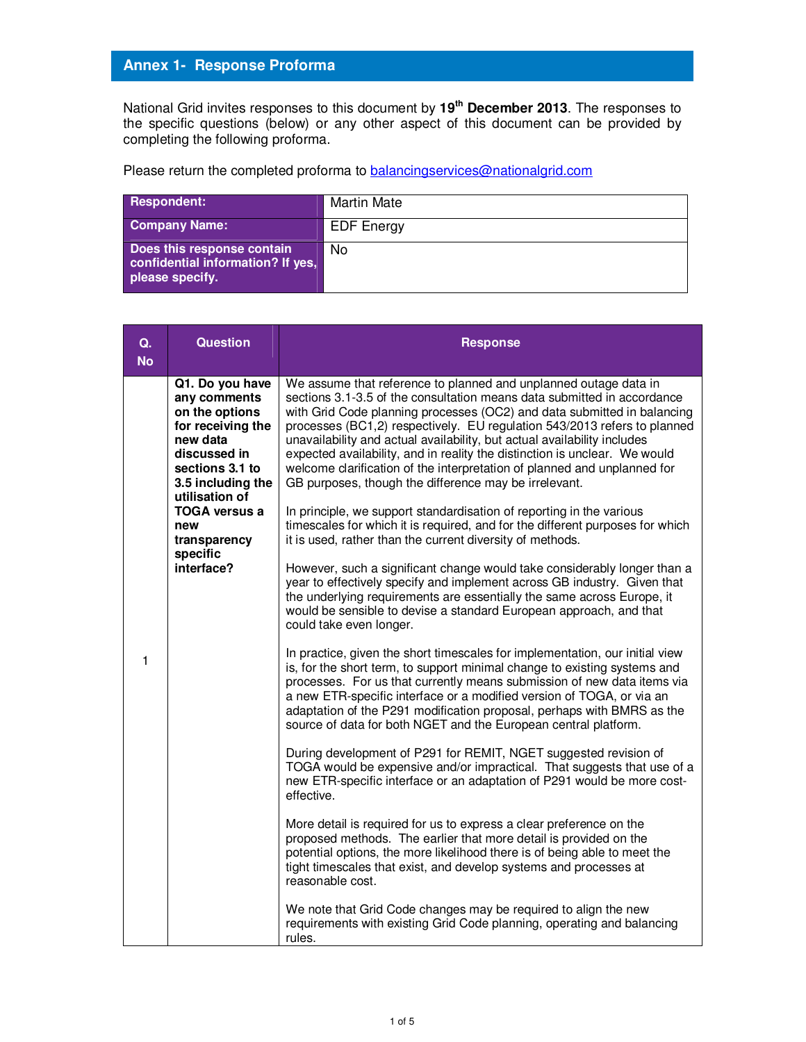## Annex 1- Response Proforma

National Grid invites responses to this document by **19th December 2013**. The responses to the specific questions (below) or any other aspect of this document can be provided by completing the following proforma.

Please return the completed proforma to balancingservices@nationalgrid.com

| | |
|---|---|
| **Respondent:** | Martin Mate |
| **Company Name:** | EDF Energy |
| **Does this response contain confidential information? If yes, please specify.** | No |

| Q. No | Question | Response |
|---|---|---|
| 1 | **Q1. Do you have any comments on the options for receiving the new data discussed in sections 3.1 to 3.5 including the utilisation of TOGA versus a new transparency specific interface?** | We assume that reference to planned and unplanned outage data in sections 3.1-3.5 of the consultation means data submitted in accordance with Grid Code planning processes (OC2) and data submitted in balancing processes (BC1,2) respectively. EU regulation 543/2013 refers to planned unavailability and actual availability, but actual availability includes expected availability, and in reality the distinction is unclear. We would welcome clarification of the interpretation of planned and unplanned for GB purposes, though the difference may be irrelevant.<br><br>In principle, we support standardisation of reporting in the various timescales for which it is required, and for the different purposes for which it is used, rather than the current diversity of methods.<br><br>However, such a significant change would take considerably longer than a year to effectively specify and implement across GB industry. Given that the underlying requirements are essentially the same across Europe, it would be sensible to devise a standard European approach, and that could take even longer.<br><br>In practice, given the short timescales for implementation, our initial view is, for the short term, to support minimal change to existing systems and processes. For us that currently means submission of new data items via a new ETR-specific interface or a modified version of TOGA, or via an adaptation of the P291 modification proposal, perhaps with BMRS as the source of data for both NGET and the European central platform.<br><br>During development of P291 for REMIT, NGET suggested revision of TOGA would be expensive and/or impractical. That suggests that use of a new ETR-specific interface or an adaptation of P291 would be more cost-effective.<br><br>More detail is required for us to express a clear preference on the proposed methods. The earlier that more detail is provided on the potential options, the more likelihood there is of being able to meet the tight timescales that exist, and develop systems and processes at reasonable cost.<br><br>We note that Grid Code changes may be required to align the new requirements with existing Grid Code planning, operating and balancing rules. |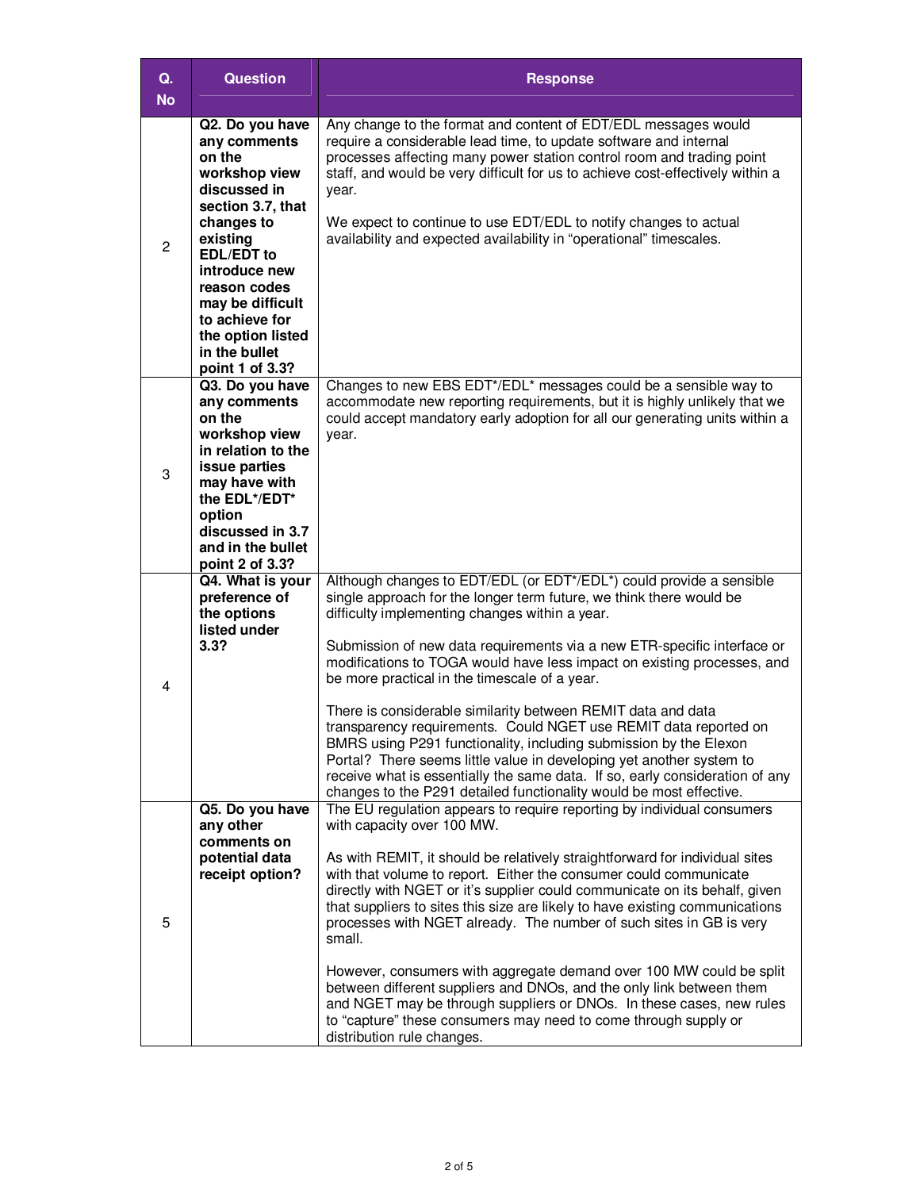| Q. No | Question | Response |
|---|---|---|
| 2 | **Q2. Do you have any comments on the workshop view discussed in section 3.7, that changes to existing EDL/EDT to introduce new reason codes may be difficult to achieve for the option listed in the bullet point 1 of 3.3?** | Any change to the format and content of EDT/EDL messages would require a considerable lead time, to update software and internal processes affecting many power station control room and trading point staff, and would be very difficult for us to achieve cost-effectively within a year.<br><br>We expect to continue to use EDT/EDL to notify changes to actual availability and expected availability in "operational" timescales. |
| 3 | **Q3. Do you have any comments on the workshop view in relation to the issue parties may have with the EDL*/EDT* option discussed in 3.7 and in the bullet point 2 of 3.3?** | Changes to new EBS EDT*/EDL* messages could be a sensible way to accommodate new reporting requirements, but it is highly unlikely that we could accept mandatory early adoption for all our generating units within a year. |
| 4 | **Q4. What is your preference of the options listed under 3.3?** | Although changes to EDT/EDL (or EDT*/EDL*) could provide a sensible single approach for the longer term future, we think there would be difficulty implementing changes within a year.<br><br>Submission of new data requirements via a new ETR-specific interface or modifications to TOGA would have less impact on existing processes, and be more practical in the timescale of a year.<br><br>There is considerable similarity between REMIT data and data transparency requirements. Could NGET use REMIT data reported on BMRS using P291 functionality, including submission by the Elexon Portal? There seems little value in developing yet another system to receive what is essentially the same data. If so, early consideration of any changes to the P291 detailed functionality would be most effective. |
| 5 | **Q5. Do you have any other comments on potential data receipt option?** | The EU regulation appears to require reporting by individual consumers with capacity over 100 MW.<br><br>As with REMIT, it should be relatively straightforward for individual sites with that volume to report. Either the consumer could communicate directly with NGET or it's supplier could communicate on its behalf, given that suppliers to sites this size are likely to have existing communications processes with NGET already. The number of such sites in GB is very small.<br><br>However, consumers with aggregate demand over 100 MW could be split between different suppliers and DNOs, and the only link between them and NGET may be through suppliers or DNOs. In these cases, new rules to "capture" these consumers may need to come through supply or distribution rule changes. |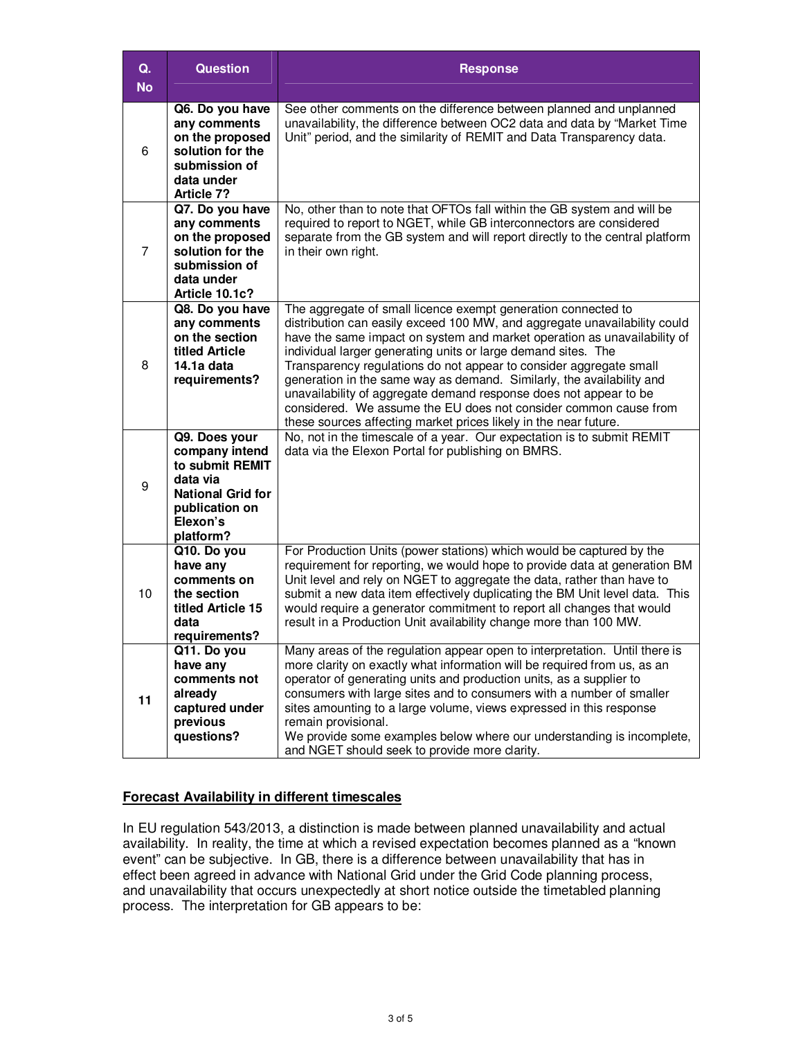| Q. No | Question | Response |
|---|---|---|
| 6 | **Q6. Do you have any comments on the proposed solution for the submission of data under Article 7?** | See other comments on the difference between planned and unplanned unavailability, the difference between OC2 data and data by "Market Time Unit" period, and the similarity of REMIT and Data Transparency data. |
| 7 | **Q7. Do you have any comments on the proposed solution for the submission of data under Article 10.1c?** | No, other than to note that OFTOs fall within the GB system and will be required to report to NGET, while GB interconnectors are considered separate from the GB system and will report directly to the central platform in their own right. |
| 8 | **Q8. Do you have any comments on the section titled Article 14.1a data requirements?** | The aggregate of small licence exempt generation connected to distribution can easily exceed 100 MW, and aggregate unavailability could have the same impact on system and market operation as unavailability of individual larger generating units or large demand sites. The Transparency regulations do not appear to consider aggregate small generation in the same way as demand. Similarly, the availability and unavailability of aggregate demand response does not appear to be considered. We assume the EU does not consider common cause from these sources affecting market prices likely in the near future. |
| 9 | **Q9. Does your company intend to submit REMIT data via National Grid for publication on Elexon's platform?** | No, not in the timescale of a year. Our expectation is to submit REMIT data via the Elexon Portal for publishing on BMRS. |
| 10 | **Q10. Do you have any comments on the section titled Article 15 data requirements?** | For Production Units (power stations) which would be captured by the requirement for reporting, we would hope to provide data at generation BM Unit level and rely on NGET to aggregate the data, rather than have to submit a new data item effectively duplicating the BM Unit level data. This would require a generator commitment to report all changes that would result in a Production Unit availability change more than 100 MW. |
| **11** | **Q11. Do you have any comments not already captured under previous questions?** | Many areas of the regulation appear open to interpretation. Until there is more clarity on exactly what information will be required from us, as an operator of generating units and production units, as a supplier to consumers with large sites and to consumers with a number of smaller sites amounting to a large volume, views expressed in this response remain provisional.<br>We provide some examples below where our understanding is incomplete, and NGET should seek to provide more clarity. |

## Forecast Availability in different timescales

In EU regulation 543/2013, a distinction is made between planned unavailability and actual availability. In reality, the time at which a revised expectation becomes planned as a "known event" can be subjective. In GB, there is a difference between unavailability that has in effect been agreed in advance with National Grid under the Grid Code planning process, and unavailability that occurs unexpectedly at short notice outside the timetabled planning process. The interpretation for GB appears to be: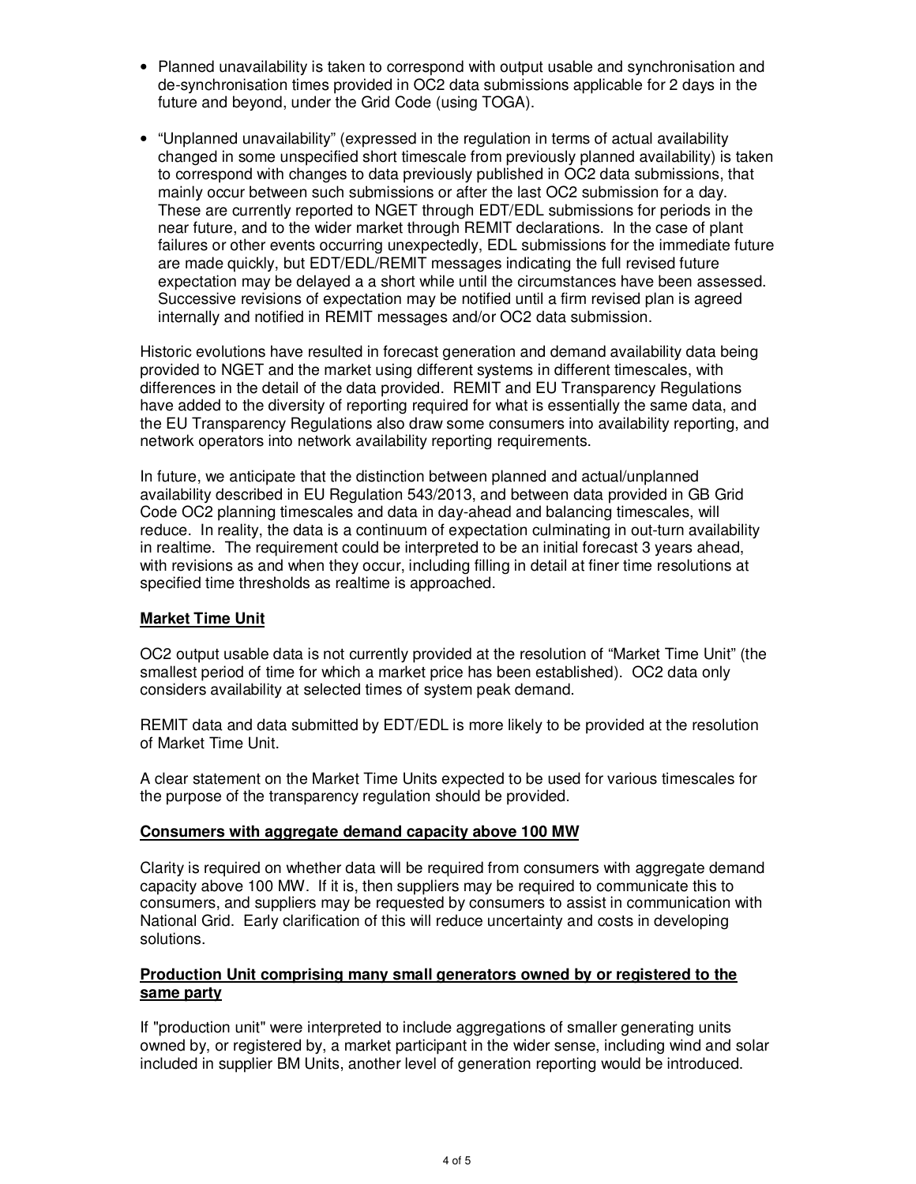- Planned unavailability is taken to correspond with output usable and synchronisation and de-synchronisation times provided in OC2 data submissions applicable for 2 days in the future and beyond, under the Grid Code (using TOGA).

- "Unplanned unavailability" (expressed in the regulation in terms of actual availability changed in some unspecified short timescale from previously planned availability) is taken to correspond with changes to data previously published in OC2 data submissions, that mainly occur between such submissions or after the last OC2 submission for a day. These are currently reported to NGET through EDT/EDL submissions for periods in the near future, and to the wider market through REMIT declarations. In the case of plant failures or other events occurring unexpectedly, EDL submissions for the immediate future are made quickly, but EDT/EDL/REMIT messages indicating the full revised future expectation may be delayed a a short while until the circumstances have been assessed. Successive revisions of expectation may be notified until a firm revised plan is agreed internally and notified in REMIT messages and/or OC2 data submission.

Historic evolutions have resulted in forecast generation and demand availability data being provided to NGET and the market using different systems in different timescales, with differences in the detail of the data provided. REMIT and EU Transparency Regulations have added to the diversity of reporting required for what is essentially the same data, and the EU Transparency Regulations also draw some consumers into availability reporting, and network operators into network availability reporting requirements.

In future, we anticipate that the distinction between planned and actual/unplanned availability described in EU Regulation 543/2013, and between data provided in GB Grid Code OC2 planning timescales and data in day-ahead and balancing timescales, will reduce. In reality, the data is a continuum of expectation culminating in out-turn availability in realtime. The requirement could be interpreted to be an initial forecast 3 years ahead, with revisions as and when they occur, including filling in detail at finer time resolutions at specified time thresholds as realtime is approached.

**Market Time Unit**

OC2 output usable data is not currently provided at the resolution of "Market Time Unit" (the smallest period of time for which a market price has been established). OC2 data only considers availability at selected times of system peak demand.

REMIT data and data submitted by EDT/EDL is more likely to be provided at the resolution of Market Time Unit.

A clear statement on the Market Time Units expected to be used for various timescales for the purpose of the transparency regulation should be provided.

**Consumers with aggregate demand capacity above 100 MW**

Clarity is required on whether data will be required from consumers with aggregate demand capacity above 100 MW. If it is, then suppliers may be required to communicate this to consumers, and suppliers may be requested by consumers to assist in communication with National Grid. Early clarification of this will reduce uncertainty and costs in developing solutions.

**Production Unit comprising many small generators owned by or registered to the same party**

If "production unit" were interpreted to include aggregations of smaller generating units owned by, or registered by, a market participant in the wider sense, including wind and solar included in supplier BM Units, another level of generation reporting would be introduced.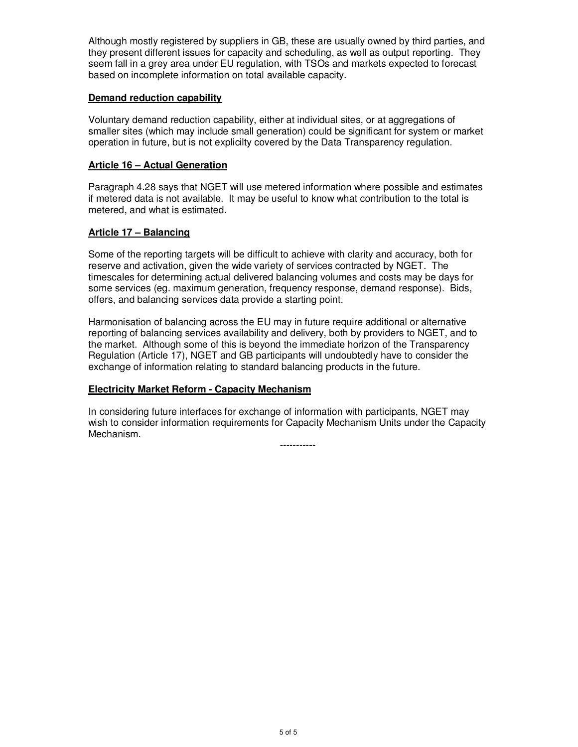Although mostly registered by suppliers in GB, these are usually owned by third parties, and they present different issues for capacity and scheduling, as well as output reporting. They seem fall in a grey area under EU regulation, with TSOs and markets expected to forecast based on incomplete information on total available capacity.

**Demand reduction capability**

Voluntary demand reduction capability, either at individual sites, or at aggregations of smaller sites (which may include small generation) could be significant for system or market operation in future, but is not explicilty covered by the Data Transparency regulation.

**Article 16 – Actual Generation**

Paragraph 4.28 says that NGET will use metered information where possible and estimates if metered data is not available. It may be useful to know what contribution to the total is metered, and what is estimated.

**Article 17 – Balancing**

Some of the reporting targets will be difficult to achieve with clarity and accuracy, both for reserve and activation, given the wide variety of services contracted by NGET. The timescales for determining actual delivered balancing volumes and costs may be days for some services (eg. maximum generation, frequency response, demand response). Bids, offers, and balancing services data provide a starting point.

Harmonisation of balancing across the EU may in future require additional or alternative reporting of balancing services availability and delivery, both by providers to NGET, and to the market. Although some of this is beyond the immediate horizon of the Transparency Regulation (Article 17), NGET and GB participants will undoubtedly have to consider the exchange of information relating to standard balancing products in the future.

**Electricity Market Reform - Capacity Mechanism**

In considering future interfaces for exchange of information with participants, NGET may wish to consider information requirements for Capacity Mechanism Units under the Capacity Mechanism.

-----------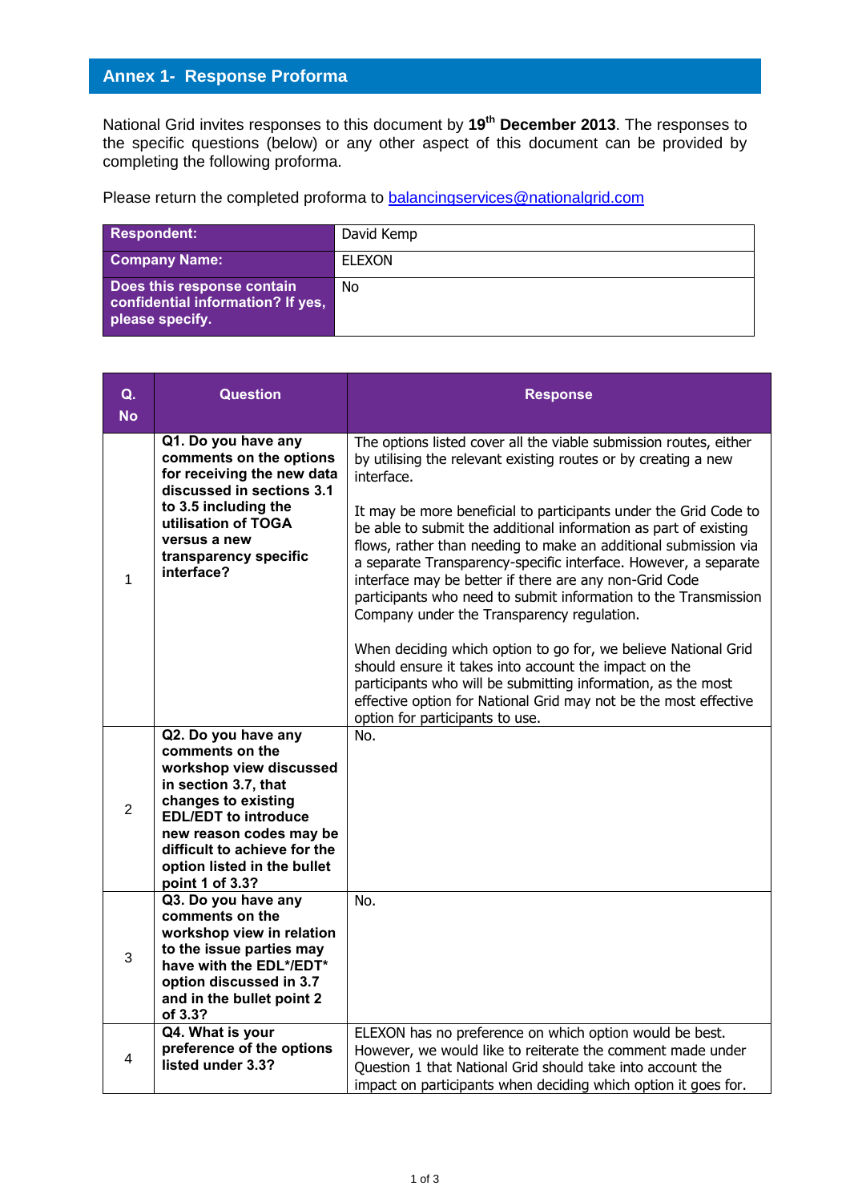## Annex 1- Response Proforma

National Grid invites responses to this document by **19[th] December 2013**. The responses to the specific questions (below) or any other aspect of this document can be provided by completing the following proforma.

Please return the completed proforma to balancingservices@nationalgrid.com

| **Respondent:** | David Kemp |
|---|---|
| **Company Name:** | ELEXON |
| **Does this response contain confidential information? If yes, please specify.** | No |

| Q. No | Question | Response |
|---|---|---|
| 1 | **Q1. Do you have any comments on the options for receiving the new data discussed in sections 3.1 to 3.5 including the utilisation of TOGA versus a new transparency specific interface?** | The options listed cover all the viable submission routes, either by utilising the relevant existing routes or by creating a new interface.<br><br>It may be more beneficial to participants under the Grid Code to be able to submit the additional information as part of existing flows, rather than needing to make an additional submission via a separate Transparency-specific interface. However, a separate interface may be better if there are any non-Grid Code participants who need to submit information to the Transmission Company under the Transparency regulation.<br><br>When deciding which option to go for, we believe National Grid should ensure it takes into account the impact on the participants who will be submitting information, as the most effective option for National Grid may not be the most effective option for participants to use. |
| 2 | **Q2. Do you have any comments on the workshop view discussed in section 3.7, that changes to existing EDL/EDT to introduce new reason codes may be difficult to achieve for the option listed in the bullet point 1 of 3.3?** | No. |
| 3 | **Q3. Do you have any comments on the workshop view in relation to the issue parties may have with the EDL*/EDT* option discussed in 3.7 and in the bullet point 2 of 3.3?** | No. |
| 4 | **Q4. What is your preference of the options listed under 3.3?** | ELEXON has no preference on which option would be best. However, we would like to reiterate the comment made under Question 1 that National Grid should take into account the impact on participants when deciding which option it goes for. |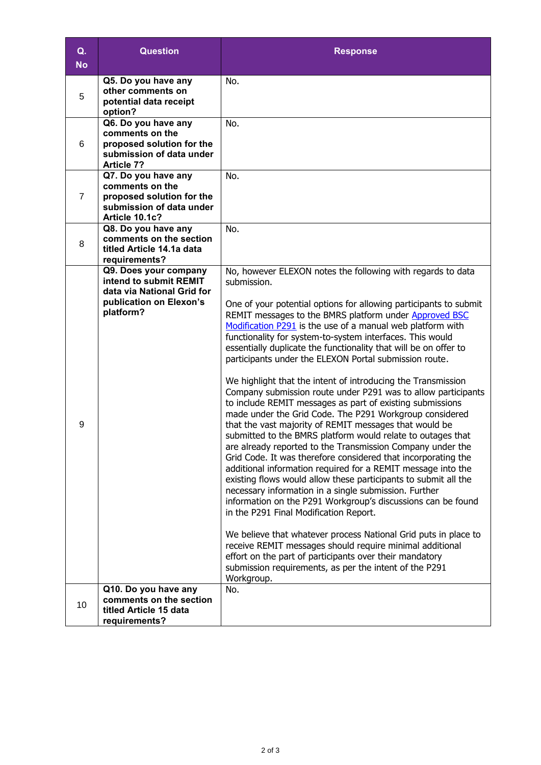| Q. No | Question | Response |
|---|---|---|
| 5 | **Q5. Do you have any other comments on potential data receipt option?** | No. |
| 6 | **Q6. Do you have any comments on the proposed solution for the submission of data under Article 7?** | No. |
| 7 | **Q7. Do you have any comments on the proposed solution for the submission of data under Article 10.1c?** | No. |
| 8 | **Q8. Do you have any comments on the section titled Article 14.1a data requirements?** | No. |
| 9 | **Q9. Does your company intend to submit REMIT data via National Grid for publication on Elexon's platform?** | No, however ELEXON notes the following with regards to data submission.<br><br>One of your potential options for allowing participants to submit REMIT messages to the BMRS platform under [Approved BSC Modification P291]() is the use of a manual web platform with functionality for system-to-system interfaces. This would essentially duplicate the functionality that will be on offer to participants under the ELEXON Portal submission route.<br><br>We highlight that the intent of introducing the Transmission Company submission route under P291 was to allow participants to include REMIT messages as part of existing submissions made under the Grid Code. The P291 Workgroup considered that the vast majority of REMIT messages that would be submitted to the BMRS platform would relate to outages that are already reported to the Transmission Company under the Grid Code. It was therefore considered that incorporating the additional information required for a REMIT message into the existing flows would allow these participants to submit all the necessary information in a single submission. Further information on the P291 Workgroup's discussions can be found in the P291 Final Modification Report.<br><br>We believe that whatever process National Grid puts in place to receive REMIT messages should require minimal additional effort on the part of participants over their mandatory submission requirements, as per the intent of the P291 Workgroup. |
| 10 | **Q10. Do you have any comments on the section titled Article 15 data requirements?** | No. |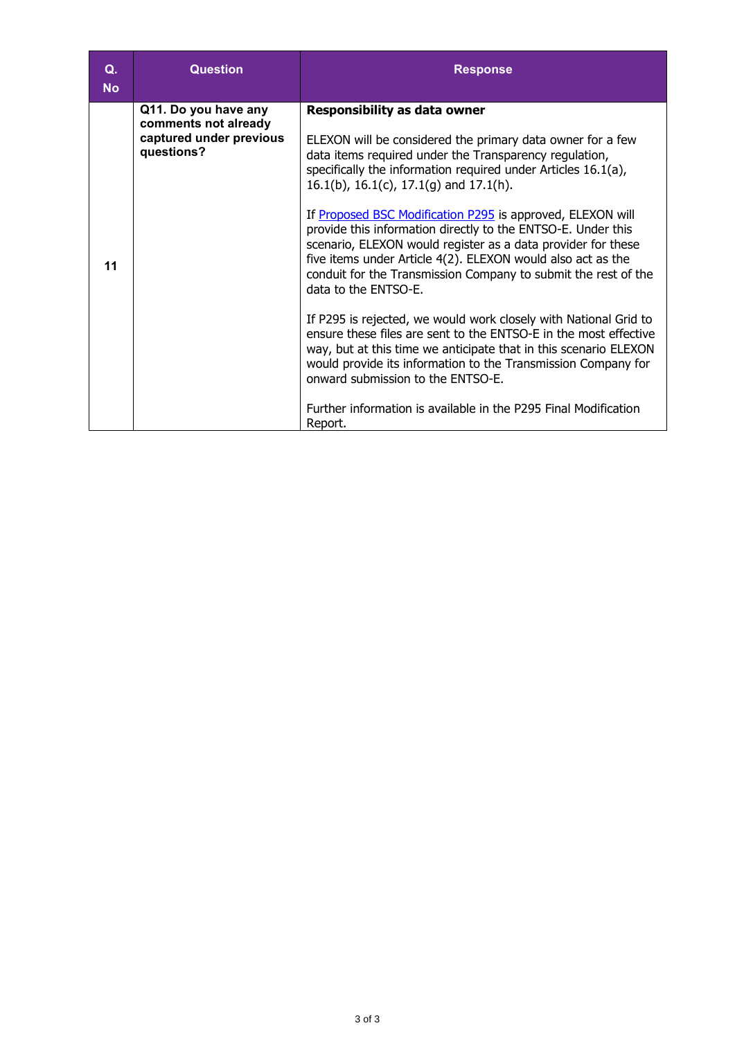| Q. No | Question | Response |
| --- | --- | --- |
| 11 | **Q11. Do you have any comments not already captured under previous questions?** | **Responsibility as data owner**<br><br>ELEXON will be considered the primary data owner for a few data items required under the Transparency regulation, specifically the information required under Articles 16.1(a), 16.1(b), 16.1(c), 17.1(g) and 17.1(h).<br><br>If [Proposed BSC Modification P295]() is approved, ELEXON will provide this information directly to the ENTSO-E. Under this scenario, ELEXON would register as a data provider for these five items under Article 4(2). ELEXON would also act as the conduit for the Transmission Company to submit the rest of the data to the ENTSO-E.<br><br>If P295 is rejected, we would work closely with National Grid to ensure these files are sent to the ENTSO-E in the most effective way, but at this time we anticipate that in this scenario ELEXON would provide its information to the Transmission Company for onward submission to the ENTSO-E.<br><br>Further information is available in the P295 Final Modification Report. |